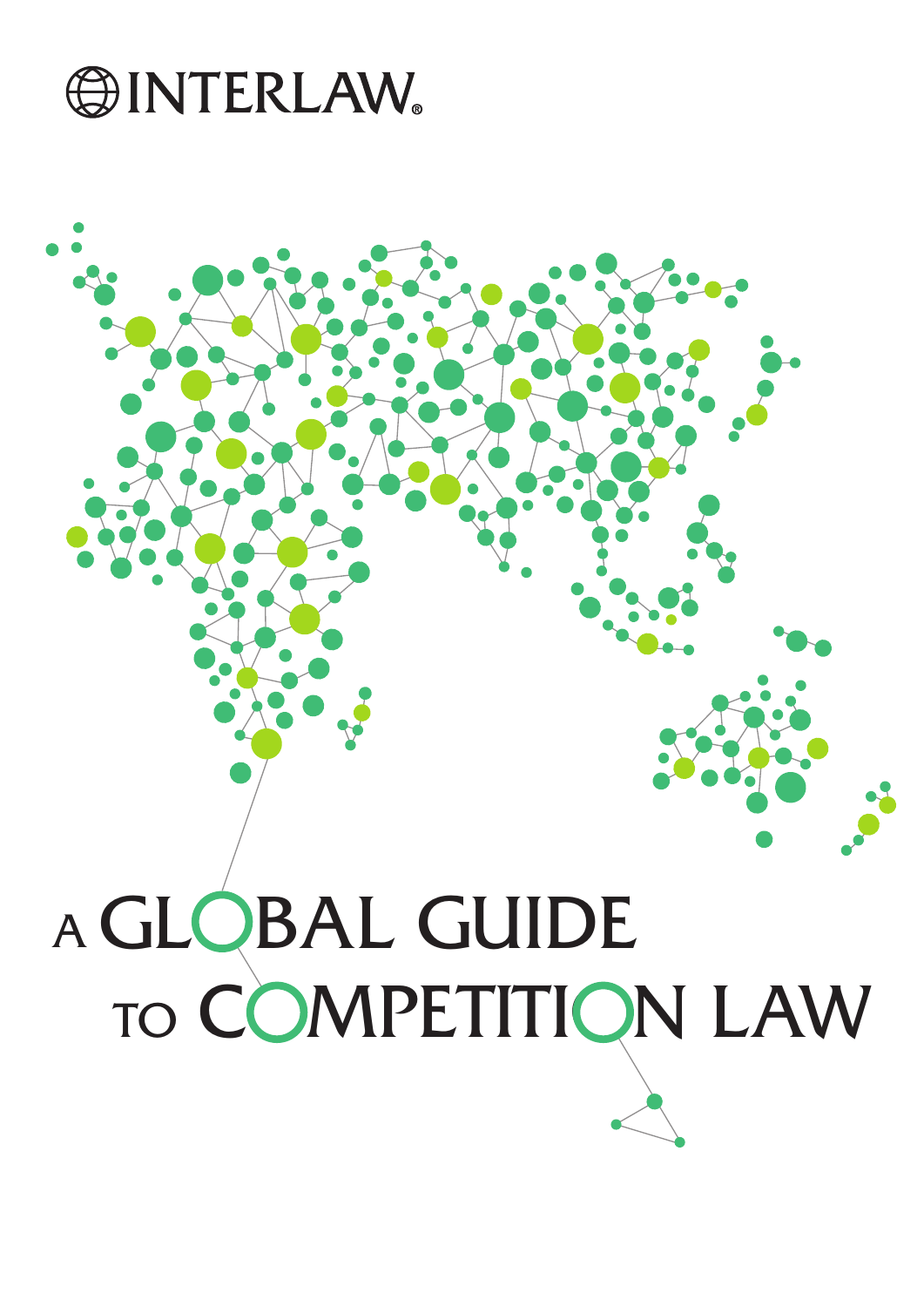INTERLAW®

# A GLOBAL GUIDE TO COMPETITION LAW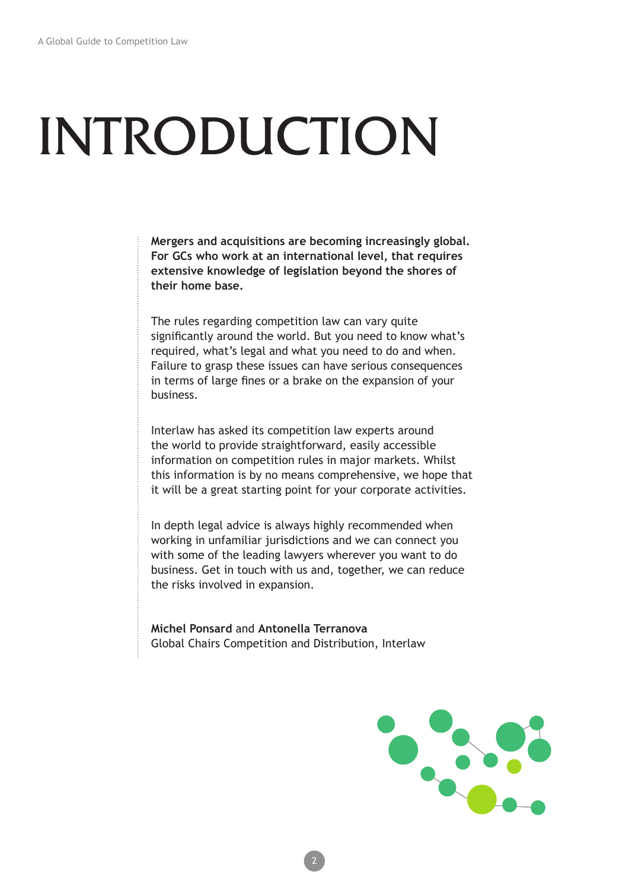# INTRODUCTION

**Mergers and acquisitions are becoming increasingly global. For GCs who work at an international level, that requires extensive knowledge of legislation beyond the shores of their home base.**

The rules regarding competition law can vary quite significantly around the world. But you need to know what's required, what's legal and what you need to do and when. Failure to grasp these issues can have serious consequences in terms of large fines or a brake on the expansion of your business.

Interlaw has asked its competition law experts around the world to provide straightforward, easily accessible information on competition rules in major markets. Whilst this information is by no means comprehensive, we hope that it will be a great starting point for your corporate activities.

In depth legal advice is always highly recommended when working in unfamiliar jurisdictions and we can connect you with some of the leading lawyers wherever you want to do business. Get in touch with us and, together, we can reduce the risks involved in expansion.

**Michel Ponsard** and **Antonella Terranova**
Global Chairs Competition and Distribution, Interlaw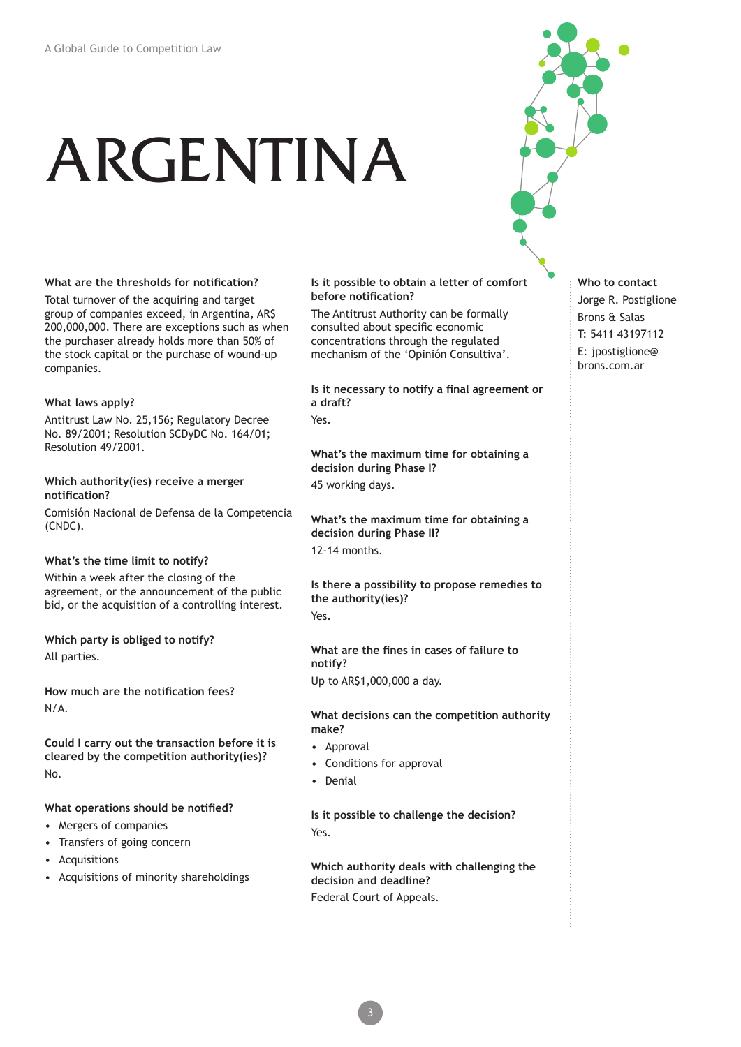# ARGENTINA

### What are the thresholds for notification?

Total turnover of the acquiring and target group of companies exceed, in Argentina, AR$ 200,000,000. There are exceptions such as when the purchaser already holds more than 50% of the stock capital or the purchase of wound-up companies.

### What laws apply?

Antitrust Law No. 25,156; Regulatory Decree No. 89/2001; Resolution SCDyDC No. 164/01; Resolution 49/2001.

### Which authority(ies) receive a merger notification?

Comisión Nacional de Defensa de la Competencia (CNDC).

### What's the time limit to notify?

Within a week after the closing of the agreement, or the announcement of the public bid, or the acquisition of a controlling interest.

### Which party is obliged to notify?

All parties.

### How much are the notification fees?

N/A.

### Could I carry out the transaction before it is cleared by the competition authority(ies)?

No.

### What operations should be notified?

- Mergers of companies
- Transfers of going concern
- Acquisitions
- Acquisitions of minority shareholdings

### Is it possible to obtain a letter of comfort before notification?

The Antitrust Authority can be formally consulted about specific economic concentrations through the regulated mechanism of the 'Opinión Consultiva'.

### Is it necessary to notify a final agreement or a draft?

Yes.

### What's the maximum time for obtaining a decision during Phase I?

45 working days.

### What's the maximum time for obtaining a decision during Phase II?

12-14 months.

### Is there a possibility to propose remedies to the authority(ies)?

Yes.

### What are the fines in cases of failure to notify?

Up to AR$1,000,000 a day.

### What decisions can the competition authority make?

- Approval
- Conditions for approval
- Denial

### Is it possible to challenge the decision?

Yes.

### Which authority deals with challenging the decision and deadline?

Federal Court of Appeals.

### Who to contact

Jorge R. Postiglione
Brons & Salas
T: 5411 43197112
E: jpostiglione@brons.com.ar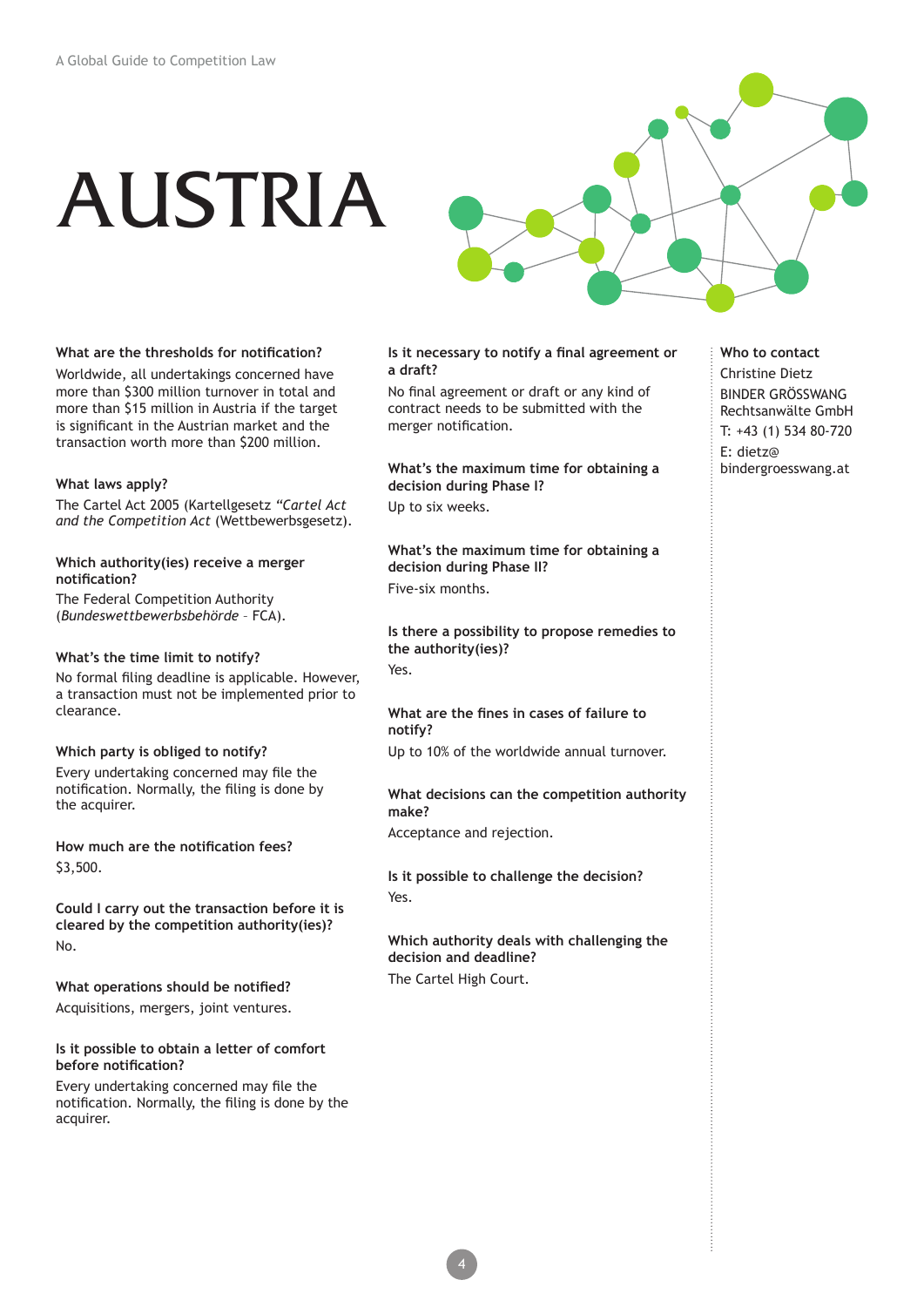# AUSTRIA

**What are the thresholds for notification?**

Worldwide, all undertakings concerned have more than $300 million turnover in total and more than $15 million in Austria if the target is significant in the Austrian market and the transaction worth more than $200 million.

**What laws apply?**

The Cartel Act 2005 (Kartellgesetz *"Cartel Act and the Competition Act* (Wettbewerbsgesetz).

**Which authority(ies) receive a merger notification?**

The Federal Competition Authority (*Bundeswettbewerbsbehörde* – FCA).

**What's the time limit to notify?**

No formal filing deadline is applicable. However, a transaction must not be implemented prior to clearance.

**Which party is obliged to notify?**

Every undertaking concerned may file the notification. Normally, the filing is done by the acquirer.

**How much are the notification fees?**

$3,500.

**Could I carry out the transaction before it is cleared by the competition authority(ies)?**

No.

**What operations should be notified?**

Acquisitions, mergers, joint ventures.

**Is it possible to obtain a letter of comfort before notification?**

Every undertaking concerned may file the notification. Normally, the filing is done by the acquirer.

**Is it necessary to notify a final agreement or a draft?**

No final agreement or draft or any kind of contract needs to be submitted with the merger notification.

**What's the maximum time for obtaining a decision during Phase I?**

Up to six weeks.

**What's the maximum time for obtaining a decision during Phase II?**

Five-six months.

**Is there a possibility to propose remedies to the authority(ies)?**

Yes.

**What are the fines in cases of failure to notify?**

Up to 10% of the worldwide annual turnover.

**What decisions can the competition authority make?**

Acceptance and rejection.

**Is it possible to challenge the decision?**

Yes.

**Which authority deals with challenging the decision and deadline?**

The Cartel High Court.

**Who to contact**

Christine Dietz
BINDER GRÖSSWANG Rechtsanwälte GmbH
T: +43 (1) 534 80-720
E: dietz@bindergroesswang.at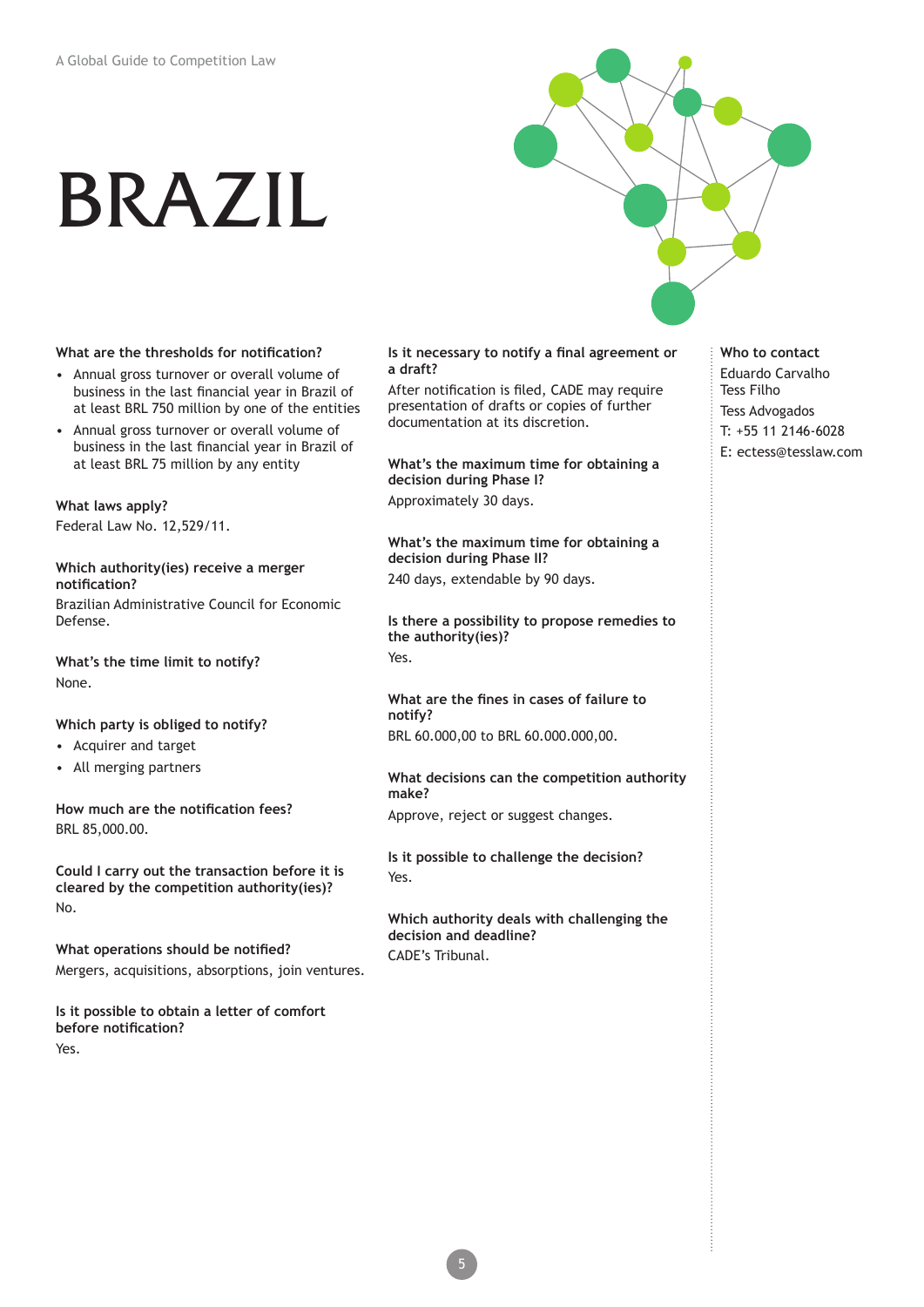# BRAZIL

**What are the thresholds for notification?**

- Annual gross turnover or overall volume of business in the last financial year in Brazil of at least BRL 750 million by one of the entities
- Annual gross turnover or overall volume of business in the last financial year in Brazil of at least BRL 75 million by any entity

**What laws apply?**

Federal Law No. 12,529/11.

**Which authority(ies) receive a merger notification?**

Brazilian Administrative Council for Economic Defense.

**What's the time limit to notify?**

None.

**Which party is obliged to notify?**

- Acquirer and target
- All merging partners

**How much are the notification fees?**

BRL 85,000.00.

**Could I carry out the transaction before it is cleared by the competition authority(ies)?**

No.

**What operations should be notified?**

Mergers, acquisitions, absorptions, join ventures.

**Is it possible to obtain a letter of comfort before notification?**

Yes.

**Is it necessary to notify a final agreement or a draft?**

After notification is filed, CADE may require presentation of drafts or copies of further documentation at its discretion.

**What's the maximum time for obtaining a decision during Phase I?**

Approximately 30 days.

**What's the maximum time for obtaining a decision during Phase II?**

240 days, extendable by 90 days.

**Is there a possibility to propose remedies to the authority(ies)?**

Yes.

**What are the fines in cases of failure to notify?**

BRL 60.000,00 to BRL 60.000.000,00.

**What decisions can the competition authority make?**

Approve, reject or suggest changes.

**Is it possible to challenge the decision?**

Yes.

**Which authority deals with challenging the decision and deadline?**

CADE's Tribunal.

**Who to contact**

Eduardo Carvalho
Tess Filho
Tess Advogados
T: +55 11 2146-6028
E: ectess@tesslaw.com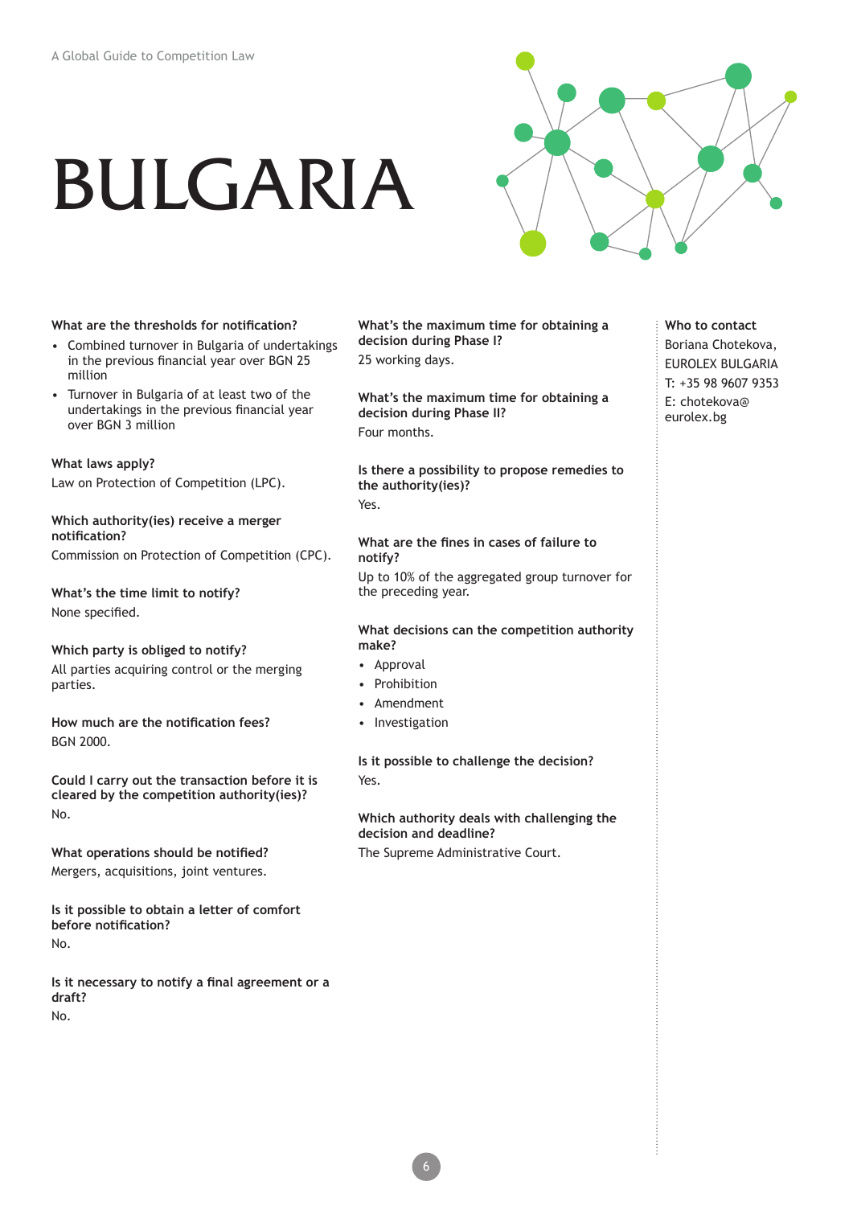# BULGARIA

**What are the thresholds for notification?**

- Combined turnover in Bulgaria of undertakings in the previous financial year over BGN 25 million
- Turnover in Bulgaria of at least two of the undertakings in the previous financial year over BGN 3 million

**What laws apply?**

Law on Protection of Competition (LPC).

**Which authority(ies) receive a merger notification?**

Commission on Protection of Competition (CPC).

**What's the time limit to notify?**

None specified.

**Which party is obliged to notify?**

All parties acquiring control or the merging parties.

**How much are the notification fees?**

BGN 2000.

**Could I carry out the transaction before it is cleared by the competition authority(ies)?**

No.

**What operations should be notified?**

Mergers, acquisitions, joint ventures.

**Is it possible to obtain a letter of comfort before notification?**

No.

**Is it necessary to notify a final agreement or a draft?**

No.

**What's the maximum time for obtaining a decision during Phase I?**

25 working days.

**What's the maximum time for obtaining a decision during Phase II?**

Four months.

**Is there a possibility to propose remedies to the authority(ies)?**

Yes.

**What are the fines in cases of failure to notify?**

Up to 10% of the aggregated group turnover for the preceding year.

**What decisions can the competition authority make?**

- Approval
- Prohibition
- Amendment
- Investigation

**Is it possible to challenge the decision?**

Yes.

**Which authority deals with challenging the decision and deadline?**

The Supreme Administrative Court.

**Who to contact**

Boriana Chotekova,
EUROLEX BULGARIA
T: +35 98 9607 9353
E: chotekova@eurolex.bg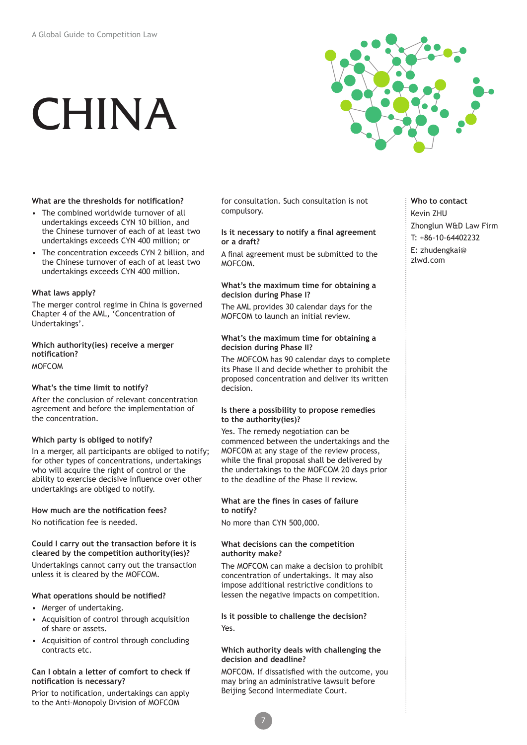# CHINA

**What are the thresholds for notification?**

- The combined worldwide turnover of all undertakings exceeds CYN 10 billion, and the Chinese turnover of each of at least two undertakings exceeds CYN 400 million; or
- The concentration exceeds CYN 2 billion, and the Chinese turnover of each of at least two undertakings exceeds CYN 400 million.

**What laws apply?**

The merger control regime in China is governed Chapter 4 of the AML, 'Concentration of Undertakings'.

**Which authority(ies) receive a merger notification?**

MOFCOM

**What's the time limit to notify?**

After the conclusion of relevant concentration agreement and before the implementation of the concentration.

**Which party is obliged to notify?**

In a merger, all participants are obliged to notify; for other types of concentrations, undertakings who will acquire the right of control or the ability to exercise decisive influence over other undertakings are obliged to notify.

**How much are the notification fees?**

No notification fee is needed.

**Could I carry out the transaction before it is cleared by the competition authority(ies)?**

Undertakings cannot carry out the transaction unless it is cleared by the MOFCOM.

**What operations should be notified?**

- Merger of undertaking.
- Acquisition of control through acquisition of share or assets.
- Acquisition of control through concluding contracts etc.

**Can I obtain a letter of comfort to check if notification is necessary?**

Prior to notification, undertakings can apply to the Anti-Monopoly Division of MOFCOM for consultation. Such consultation is not compulsory.

**Is it necessary to notify a final agreement or a draft?**

A final agreement must be submitted to the MOFCOM.

**What's the maximum time for obtaining a decision during Phase I?**

The AML provides 30 calendar days for the MOFCOM to launch an initial review.

**What's the maximum time for obtaining a decision during Phase II?**

The MOFCOM has 90 calendar days to complete its Phase II and decide whether to prohibit the proposed concentration and deliver its written decision.

**Is there a possibility to propose remedies to the authority(ies)?**

Yes. The remedy negotiation can be commenced between the undertakings and the MOFCOM at any stage of the review process, while the final proposal shall be delivered by the undertakings to the MOFCOM 20 days prior to the deadline of the Phase II review.

**What are the fines in cases of failure to notify?**

No more than CYN 500,000.

**What decisions can the competition authority make?**

The MOFCOM can make a decision to prohibit concentration of undertakings. It may also impose additional restrictive conditions to lessen the negative impacts on competition.

**Is it possible to challenge the decision?**

Yes.

**Which authority deals with challenging the decision and deadline?**

MOFCOM. If dissatisfied with the outcome, you may bring an administrative lawsuit before Beijing Second Intermediate Court.

**Who to contact**

Kevin ZHU
Zhonglun W&D Law Firm
T: +86-10-64402232
E: zhudengkai@zlwd.com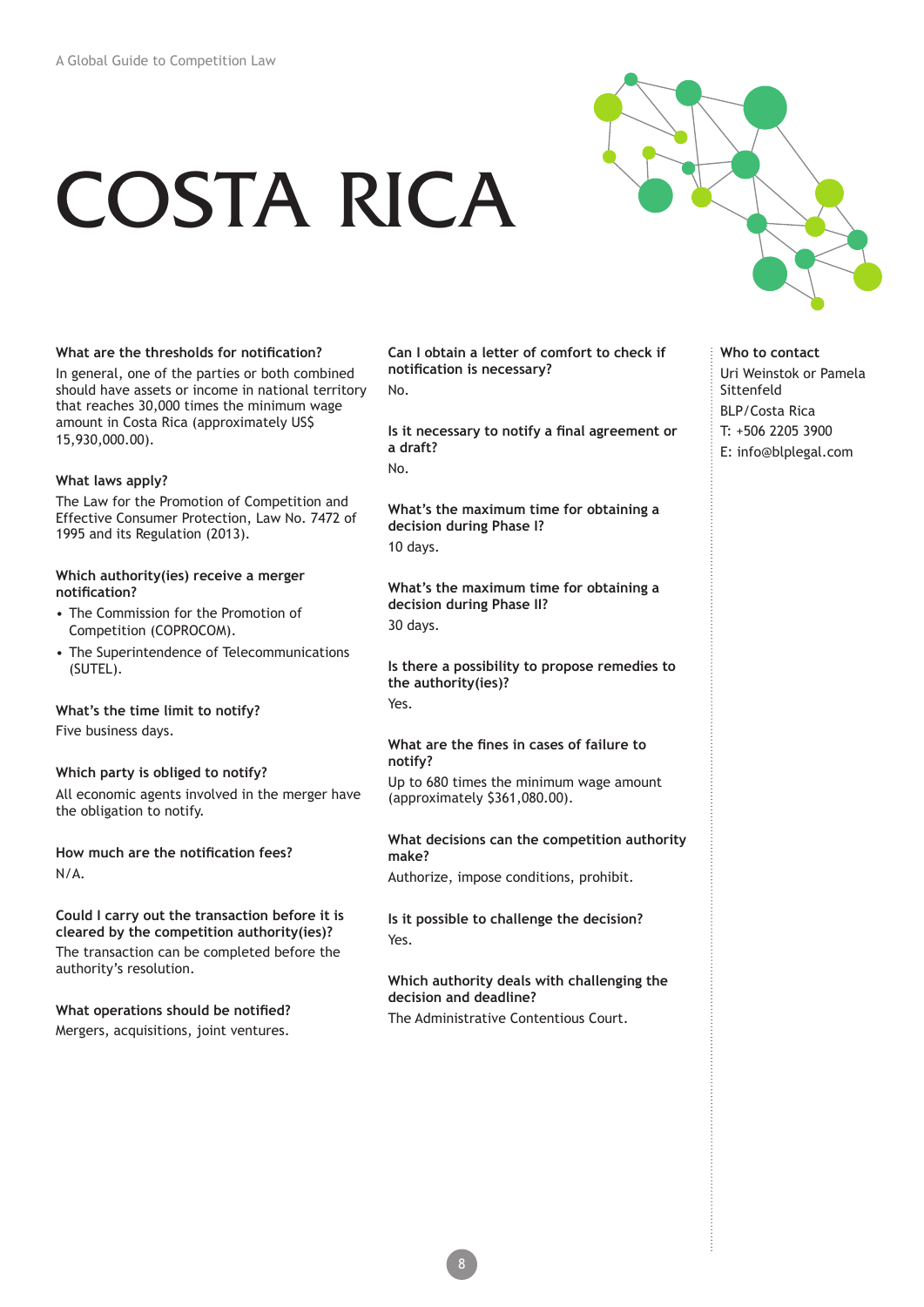# COSTA RICA

**What are the thresholds for notification?**

In general, one of the parties or both combined should have assets or income in national territory that reaches 30,000 times the minimum wage amount in Costa Rica (approximately US$ 15,930,000.00).

**What laws apply?**

The Law for the Promotion of Competition and Effective Consumer Protection, Law No. 7472 of 1995 and its Regulation (2013).

**Which authority(ies) receive a merger notification?**

- The Commission for the Promotion of Competition (COPROCOM).
- The Superintendence of Telecommunications (SUTEL).

**What's the time limit to notify?**

Five business days.

**Which party is obliged to notify?**

All economic agents involved in the merger have the obligation to notify.

**How much are the notification fees?**

N/A.

**Could I carry out the transaction before it is cleared by the competition authority(ies)?**

The transaction can be completed before the authority's resolution.

**What operations should be notified?**

Mergers, acquisitions, joint ventures.

**Can I obtain a letter of comfort to check if notification is necessary?**

No.

**Is it necessary to notify a final agreement or a draft?**

No.

**What's the maximum time for obtaining a decision during Phase I?**

10 days.

**What's the maximum time for obtaining a decision during Phase II?**

30 days.

**Is there a possibility to propose remedies to the authority(ies)?**

Yes.

**What are the fines in cases of failure to notify?**

Up to 680 times the minimum wage amount (approximately $361,080.00).

**What decisions can the competition authority make?**

Authorize, impose conditions, prohibit.

**Is it possible to challenge the decision?**

Yes.

**Which authority deals with challenging the decision and deadline?**

The Administrative Contentious Court.

**Who to contact**

Uri Weinstok or Pamela Sittenfeld
BLP/Costa Rica
T: +506 2205 3900
E: info@blplegal.com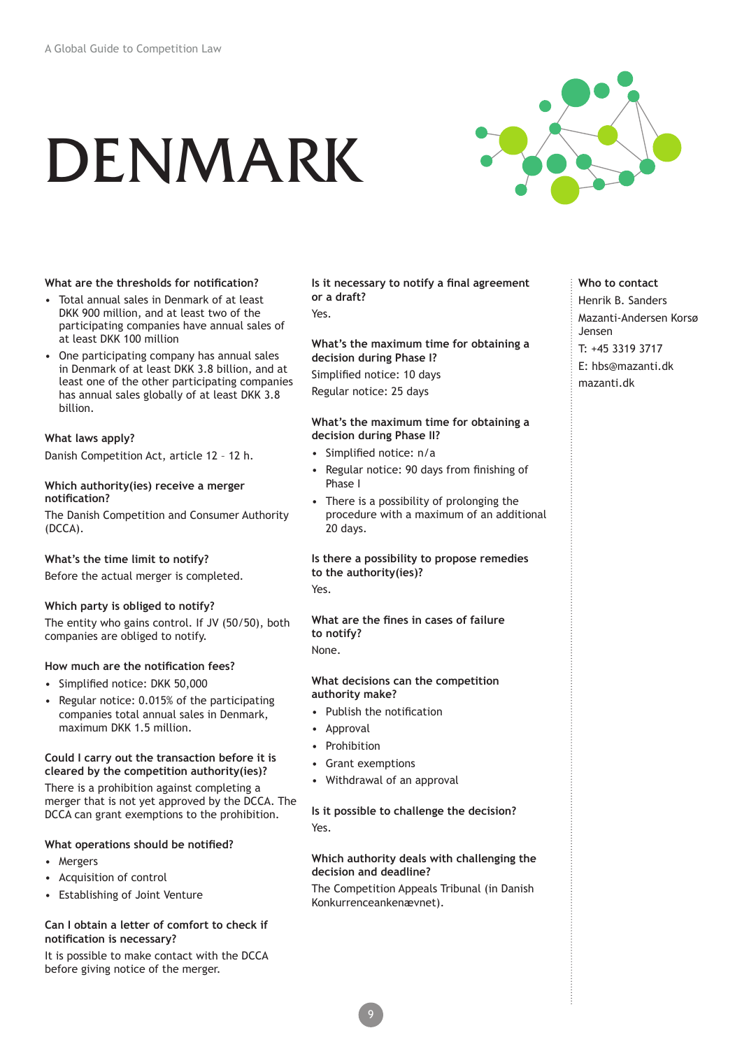# DENMARK

### What are the thresholds for notification?

- Total annual sales in Denmark of at least DKK 900 million, and at least two of the participating companies have annual sales of at least DKK 100 million
- One participating company has annual sales in Denmark of at least DKK 3.8 billion, and at least one of the other participating companies has annual sales globally of at least DKK 3.8 billion.

### What laws apply?

Danish Competition Act, article 12 – 12 h.

### Which authority(ies) receive a merger notification?

The Danish Competition and Consumer Authority (DCCA).

### What's the time limit to notify?

Before the actual merger is completed.

### Which party is obliged to notify?

The entity who gains control. If JV (50/50), both companies are obliged to notify.

### How much are the notification fees?

- Simplified notice: DKK 50,000
- Regular notice: 0.015% of the participating companies total annual sales in Denmark, maximum DKK 1.5 million.

### Could I carry out the transaction before it is cleared by the competition authority(ies)?

There is a prohibition against completing a merger that is not yet approved by the DCCA. The DCCA can grant exemptions to the prohibition.

### What operations should be notified?

- Mergers
- Acquisition of control
- Establishing of Joint Venture

### Can I obtain a letter of comfort to check if notification is necessary?

It is possible to make contact with the DCCA before giving notice of the merger.

### Is it necessary to notify a final agreement or a draft?

Yes.

### What's the maximum time for obtaining a decision during Phase I?

Simplified notice: 10 days

Regular notice: 25 days

### What's the maximum time for obtaining a decision during Phase II?

- Simplified notice: n/a
- Regular notice: 90 days from finishing of Phase I
- There is a possibility of prolonging the procedure with a maximum of an additional 20 days.

### Is there a possibility to propose remedies to the authority(ies)?

Yes.

### What are the fines in cases of failure to notify?

None.

### What decisions can the competition authority make?

- Publish the notification
- Approval
- Prohibition
- Grant exemptions
- Withdrawal of an approval

### Is it possible to challenge the decision?

Yes.

### Which authority deals with challenging the decision and deadline?

The Competition Appeals Tribunal (in Danish Konkurrenceankenævnet).

### Who to contact

Henrik B. Sanders

Mazanti-Andersen Korsø Jensen

T: +45 3319 3717

E: hbs@mazanti.dk

mazanti.dk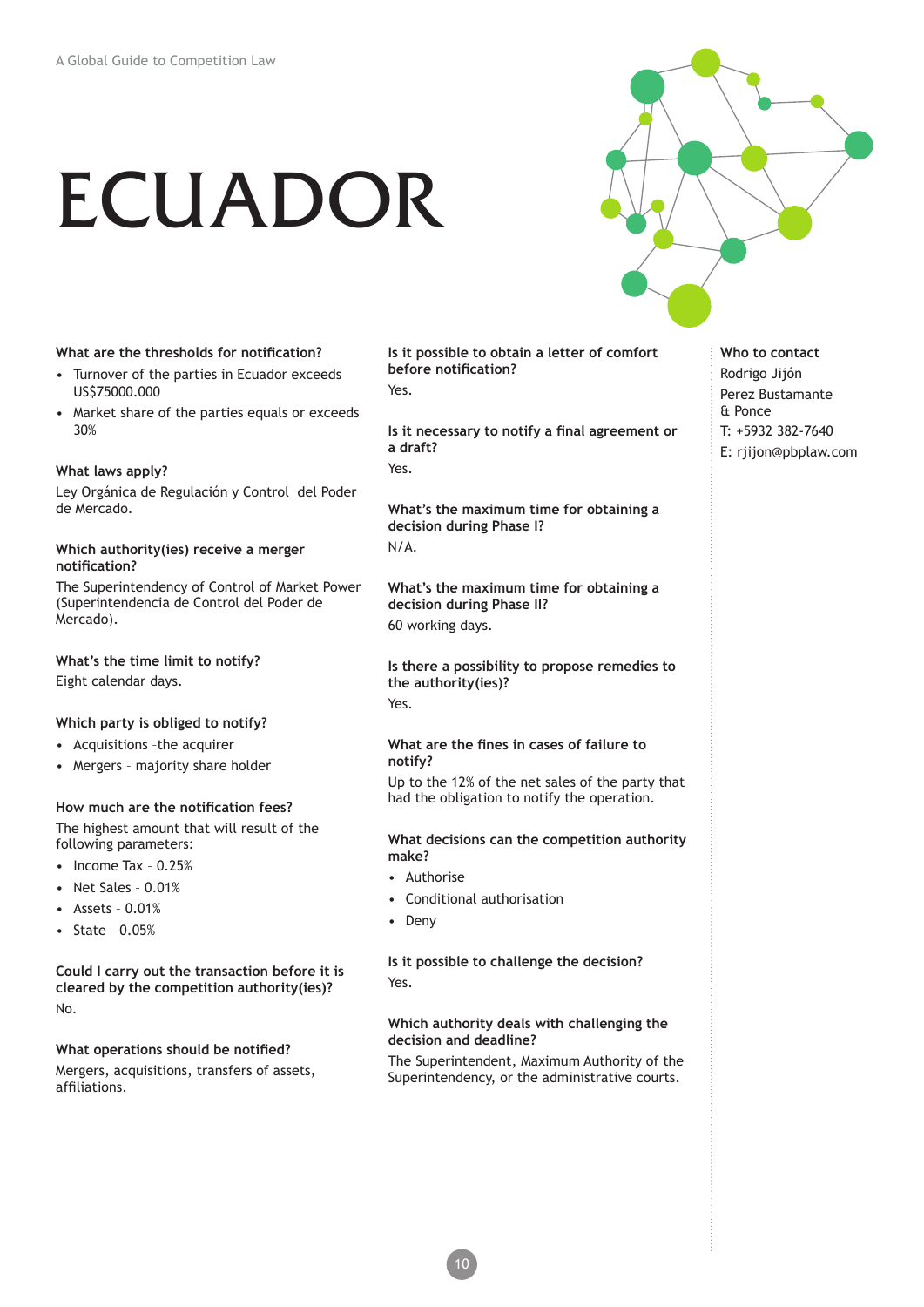# ECUADOR

**What are the thresholds for notification?**

- Turnover of the parties in Ecuador exceeds US$75000.000
- Market share of the parties equals or exceeds 30%

**What laws apply?**

Ley Orgánica de Regulación y Control del Poder de Mercado.

**Which authority(ies) receive a merger notification?**

The Superintendency of Control of Market Power (Superintendencia de Control del Poder de Mercado).

**What's the time limit to notify?**

Eight calendar days.

**Which party is obliged to notify?**

- Acquisitions –the acquirer
- Mergers – majority share holder

**How much are the notification fees?**

The highest amount that will result of the following parameters:

- Income Tax – 0.25%
- Net Sales – 0.01%
- Assets – 0.01%
- State – 0.05%

**Could I carry out the transaction before it is cleared by the competition authority(ies)?**

No.

**What operations should be notified?**

Mergers, acquisitions, transfers of assets, affiliations.

**Is it possible to obtain a letter of comfort before notification?**

Yes.

**Is it necessary to notify a final agreement or a draft?**

Yes.

**What's the maximum time for obtaining a decision during Phase I?**

N/A.

**What's the maximum time for obtaining a decision during Phase II?**

60 working days.

**Is there a possibility to propose remedies to the authority(ies)?**

Yes.

**What are the fines in cases of failure to notify?**

Up to the 12% of the net sales of the party that had the obligation to notify the operation.

**What decisions can the competition authority make?**

- Authorise
- Conditional authorisation
- Deny

**Is it possible to challenge the decision?**

Yes.

**Which authority deals with challenging the decision and deadline?**

The Superintendent, Maximum Authority of the Superintendency, or the administrative courts.

**Who to contact**

Rodrigo Jijón
Perez Bustamante & Ponce
T: +5932 382-7640
E: rjijon@pbplaw.com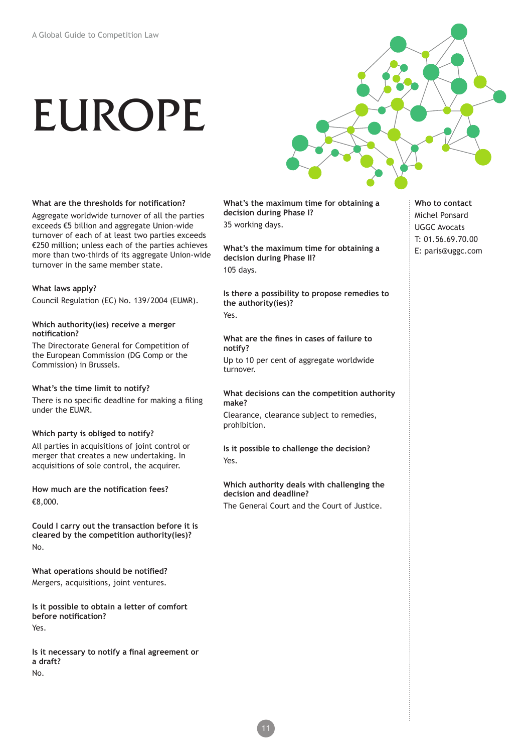# EUROPE

**What are the thresholds for notification?**

Aggregate worldwide turnover of all the parties exceeds €5 billion and aggregate Union-wide turnover of each of at least two parties exceeds €250 million; unless each of the parties achieves more than two-thirds of its aggregate Union-wide turnover in the same member state.

**What laws apply?**

Council Regulation (EC) No. 139/2004 (EUMR).

**Which authority(ies) receive a merger notification?**

The Directorate General for Competition of the European Commission (DG Comp or the Commission) in Brussels.

**What's the time limit to notify?**

There is no specific deadline for making a filing under the EUMR.

**Which party is obliged to notify?**

All parties in acquisitions of joint control or merger that creates a new undertaking. In acquisitions of sole control, the acquirer.

**How much are the notification fees?**

€8,000.

**Could I carry out the transaction before it is cleared by the competition authority(ies)?**

No.

**What operations should be notified?**

Mergers, acquisitions, joint ventures.

**Is it possible to obtain a letter of comfort before notification?**

Yes.

**Is it necessary to notify a final agreement or a draft?**

No.

**What's the maximum time for obtaining a decision during Phase I?**

35 working days.

**What's the maximum time for obtaining a decision during Phase II?**

105 days.

**Is there a possibility to propose remedies to the authority(ies)?**

Yes.

**What are the fines in cases of failure to notify?**

Up to 10 per cent of aggregate worldwide turnover.

**What decisions can the competition authority make?**

Clearance, clearance subject to remedies, prohibition.

**Is it possible to challenge the decision?**

Yes.

**Which authority deals with challenging the decision and deadline?**

The General Court and the Court of Justice.

**Who to contact**

Michel Ponsard
UGGC Avocats
T: 01.56.69.70.00
E: paris@uggc.com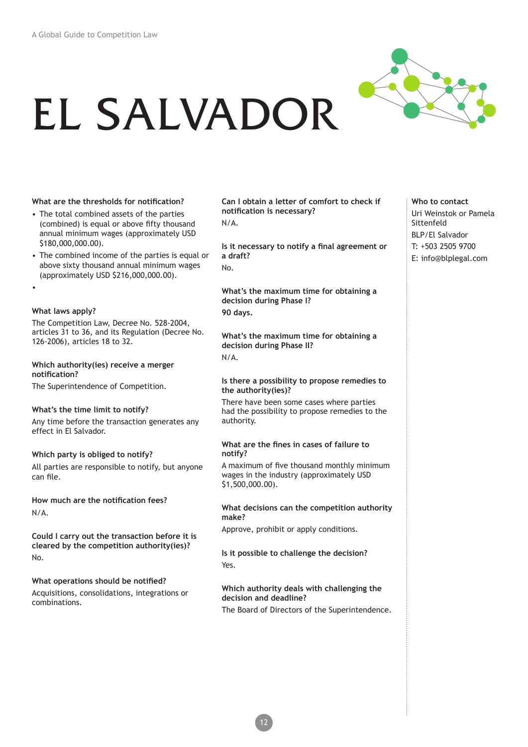# EL SALVADOR

**What are the thresholds for notification?**

- The total combined assets of the parties (combined) is equal or above fifty thousand annual minimum wages (approximately USD $180,000,000.00).
- The combined income of the parties is equal or above sixty thousand annual minimum wages (approximately USD $216,000,000.00).

**What laws apply?**

The Competition Law, Decree No. 528-2004, articles 31 to 36, and its Regulation (Decree No. 126-2006), articles 18 to 32.

**Which authority(ies) receive a merger notification?**

The Superintendence of Competition.

**What's the time limit to notify?**

Any time before the transaction generates any effect in El Salvador.

**Which party is obliged to notify?**

All parties are responsible to notify, but anyone can file.

**How much are the notification fees?**

N/A.

**Could I carry out the transaction before it is cleared by the competition authority(ies)?**

No.

**What operations should be notified?**

Acquisitions, consolidations, integrations or combinations.

**Can I obtain a letter of comfort to check if notification is necessary?**

N/A.

**Is it necessary to notify a final agreement or a draft?**

No.

**What's the maximum time for obtaining a decision during Phase I?**

**90 days.**

**What's the maximum time for obtaining a decision during Phase II?**

N/A.

**Is there a possibility to propose remedies to the authority(ies)?**

There have been some cases where parties had the possibility to propose remedies to the authority.

**What are the fines in cases of failure to notify?**

A maximum of five thousand monthly minimum wages in the industry (approximately USD $1,500,000.00).

**What decisions can the competition authority make?**

Approve, prohibit or apply conditions.

**Is it possible to challenge the decision?**

Yes.

**Which authority deals with challenging the decision and deadline?**

The Board of Directors of the Superintendence.

**Who to contact**

Uri Weinstok or Pamela Sittenfeld

BLP/El Salvador

T: +503 2505 9700

E: info@blplegal.com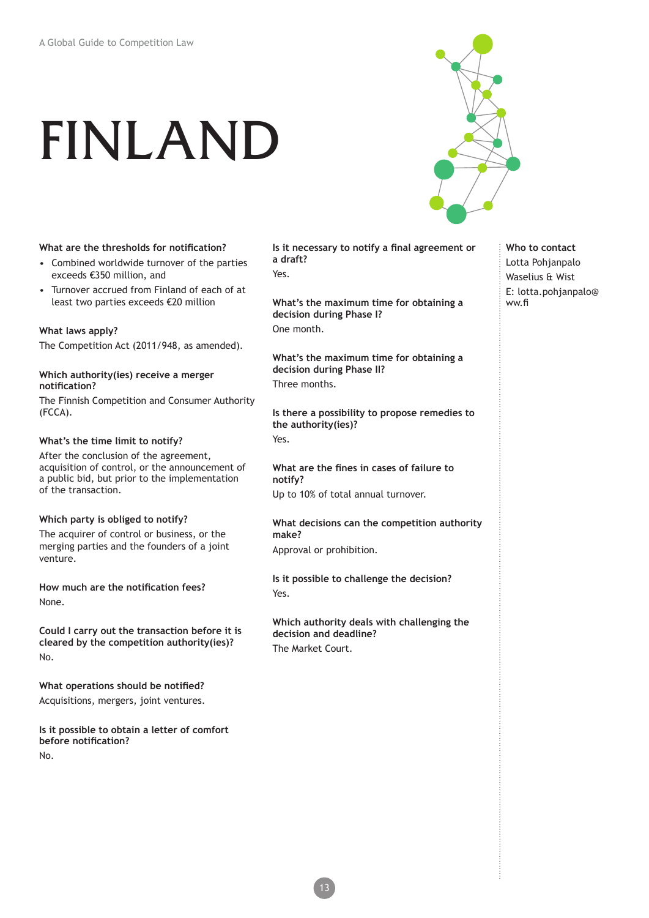# FINLAND

**What are the thresholds for notification?**

- Combined worldwide turnover of the parties exceeds €350 million, and
- Turnover accrued from Finland of each of at least two parties exceeds €20 million

**What laws apply?**

The Competition Act (2011/948, as amended).

**Which authority(ies) receive a merger notification?**

The Finnish Competition and Consumer Authority (FCCA).

**What's the time limit to notify?**

After the conclusion of the agreement, acquisition of control, or the announcement of a public bid, but prior to the implementation of the transaction.

**Which party is obliged to notify?**

The acquirer of control or business, or the merging parties and the founders of a joint venture.

**How much are the notification fees?**

None.

**Could I carry out the transaction before it is cleared by the competition authority(ies)?**

No.

**What operations should be notified?**

Acquisitions, mergers, joint ventures.

**Is it possible to obtain a letter of comfort before notification?**

No.

**Is it necessary to notify a final agreement or a draft?**

Yes.

**What's the maximum time for obtaining a decision during Phase I?**

One month.

**What's the maximum time for obtaining a decision during Phase II?**

Three months.

**Is there a possibility to propose remedies to the authority(ies)?**

Yes.

**What are the fines in cases of failure to notify?**

Up to 10% of total annual turnover.

**What decisions can the competition authority make?**

Approval or prohibition.

**Is it possible to challenge the decision?**

Yes.

**Which authority deals with challenging the decision and deadline?**

The Market Court.

**Who to contact**

Lotta Pohjanpalo
Waselius & Wist
E: lotta.pohjanpalo@ww.fi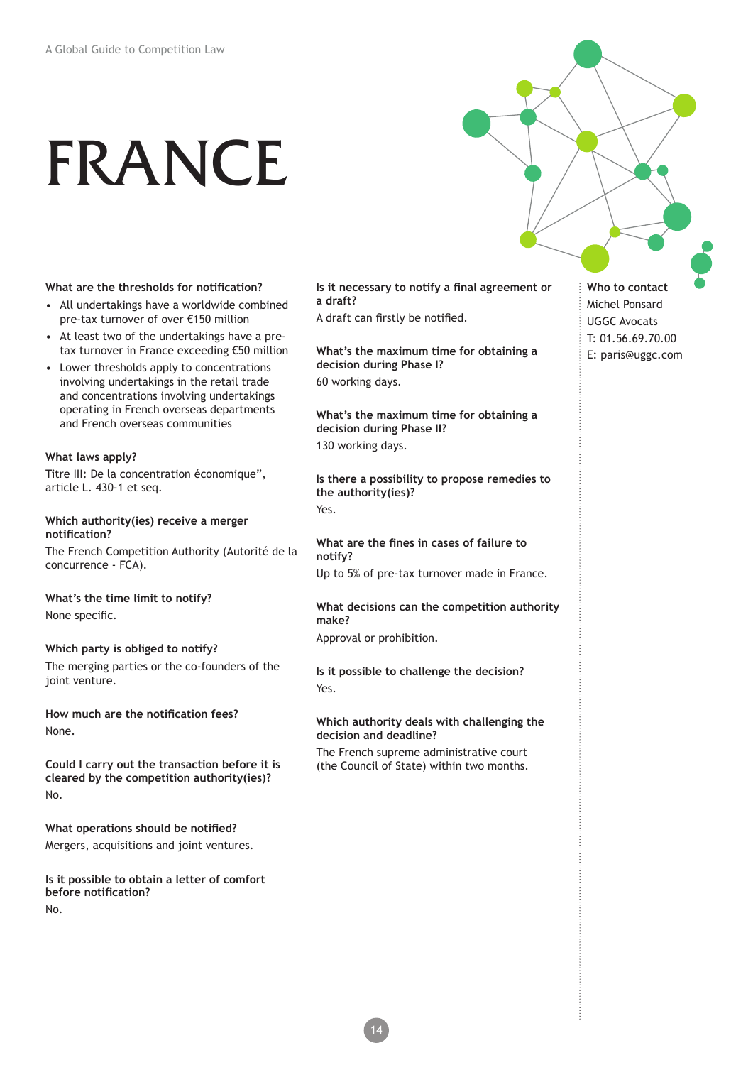# FRANCE

**What are the thresholds for notification?**

- All undertakings have a worldwide combined pre-tax turnover of over €150 million
- At least two of the undertakings have a pre-tax turnover in France exceeding €50 million
- Lower thresholds apply to concentrations involving undertakings in the retail trade and concentrations involving undertakings operating in French overseas departments and French overseas communities

**What laws apply?**

Titre III: De la concentration économique", article L. 430-1 et seq.

**Which authority(ies) receive a merger notification?**

The French Competition Authority (Autorité de la concurrence - FCA).

**What's the time limit to notify?**

None specific.

**Which party is obliged to notify?**

The merging parties or the co-founders of the joint venture.

**How much are the notification fees?**

None.

**Could I carry out the transaction before it is cleared by the competition authority(ies)?**

No.

**What operations should be notified?**

Mergers, acquisitions and joint ventures.

**Is it possible to obtain a letter of comfort before notification?**

No.

**Is it necessary to notify a final agreement or a draft?**

A draft can firstly be notified.

**What's the maximum time for obtaining a decision during Phase I?**

60 working days.

**What's the maximum time for obtaining a decision during Phase II?**

130 working days.

**Is there a possibility to propose remedies to the authority(ies)?**

Yes.

**What are the fines in cases of failure to notify?**

Up to 5% of pre-tax turnover made in France.

**What decisions can the competition authority make?**

Approval or prohibition.

**Is it possible to challenge the decision?**

Yes.

**Which authority deals with challenging the decision and deadline?**

The French supreme administrative court (the Council of State) within two months.

**Who to contact**

Michel Ponsard
UGGC Avocats
T: 01.56.69.70.00
E: paris@uggc.com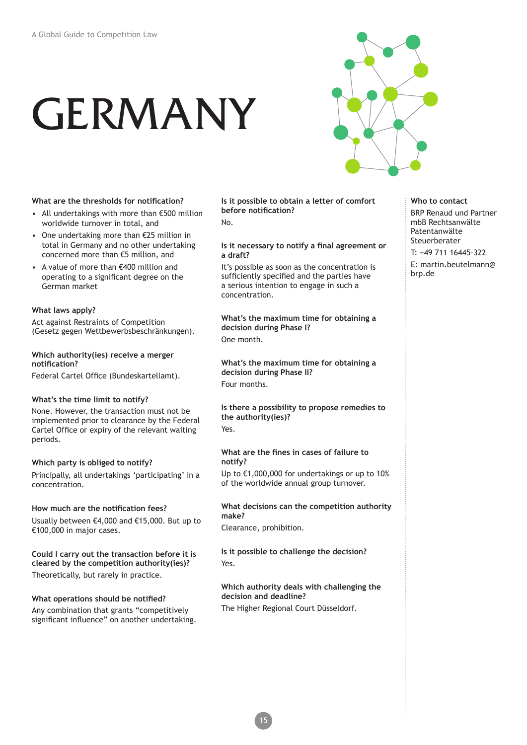# GERMANY

**What are the thresholds for notification?**

- All undertakings with more than €500 million worldwide turnover in total, and
- One undertaking more than €25 million in total in Germany and no other undertaking concerned more than €5 million, and
- A value of more than €400 million and operating to a significant degree on the German market

**What laws apply?**

Act against Restraints of Competition (Gesetz gegen Wettbewerbsbeschränkungen).

**Which authority(ies) receive a merger notification?**

Federal Cartel Office (Bundeskartellamt).

**What's the time limit to notify?**

None. However, the transaction must not be implemented prior to clearance by the Federal Cartel Office or expiry of the relevant waiting periods.

**Which party is obliged to notify?**

Principally, all undertakings 'participating' in a concentration.

**How much are the notification fees?**

Usually between €4,000 and €15,000. But up to €100,000 in major cases.

**Could I carry out the transaction before it is cleared by the competition authority(ies)?**

Theoretically, but rarely in practice.

**What operations should be notified?**

Any combination that grants "competitively significant influence" on another undertaking.

**Is it possible to obtain a letter of comfort before notification?**

No.

**Is it necessary to notify a final agreement or a draft?**

It's possible as soon as the concentration is sufficiently specified and the parties have a serious intention to engage in such a concentration.

**What's the maximum time for obtaining a decision during Phase I?**

One month.

**What's the maximum time for obtaining a decision during Phase II?**

Four months.

**Is there a possibility to propose remedies to the authority(ies)?**

Yes.

**What are the fines in cases of failure to notify?**

Up to €1,000,000 for undertakings or up to 10% of the worldwide annual group turnover.

**What decisions can the competition authority make?**

Clearance, prohibition.

**Is it possible to challenge the decision?**

Yes.

**Which authority deals with challenging the decision and deadline?**

The Higher Regional Court Düsseldorf.

**Who to contact**

BRP Renaud und Partner mbB Rechtsanwälte Patentanwälte Steuerberater

T: +49 711 16445-322

E: martin.beutelmann@brp.de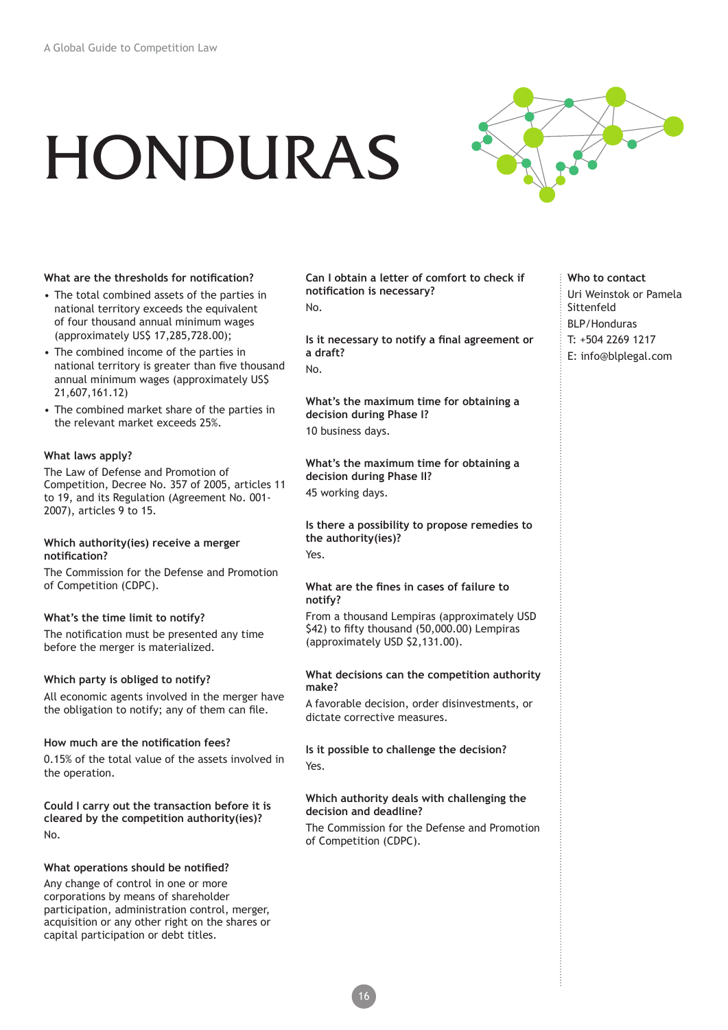# HONDURAS

**What are the thresholds for notification?**

- The total combined assets of the parties in national territory exceeds the equivalent of four thousand annual minimum wages (approximately US$ 17,285,728.00);
- The combined income of the parties in national territory is greater than five thousand annual minimum wages (approximately US$ 21,607,161.12)
- The combined market share of the parties in the relevant market exceeds 25%.

**What laws apply?**

The Law of Defense and Promotion of Competition, Decree No. 357 of 2005, articles 11 to 19, and its Regulation (Agreement No. 001-2007), articles 9 to 15.

**Which authority(ies) receive a merger notification?**

The Commission for the Defense and Promotion of Competition (CDPC).

**What's the time limit to notify?**

The notification must be presented any time before the merger is materialized.

**Which party is obliged to notify?**

All economic agents involved in the merger have the obligation to notify; any of them can file.

**How much are the notification fees?**

0.15% of the total value of the assets involved in the operation.

**Could I carry out the transaction before it is cleared by the competition authority(ies)?**

No.

**What operations should be notified?**

Any change of control in one or more corporations by means of shareholder participation, administration control, merger, acquisition or any other right on the shares or capital participation or debt titles.

**Can I obtain a letter of comfort to check if notification is necessary?**

No.

**Is it necessary to notify a final agreement or a draft?**

No.

**What's the maximum time for obtaining a decision during Phase I?**

10 business days.

**What's the maximum time for obtaining a decision during Phase II?**

45 working days.

**Is there a possibility to propose remedies to the authority(ies)?**

Yes.

**What are the fines in cases of failure to notify?**

From a thousand Lempiras (approximately USD $42) to fifty thousand (50,000.00) Lempiras (approximately USD $2,131.00).

**What decisions can the competition authority make?**

A favorable decision, order disinvestments, or dictate corrective measures.

**Is it possible to challenge the decision?**

Yes.

**Which authority deals with challenging the decision and deadline?**

The Commission for the Defense and Promotion of Competition (CDPC).

**Who to contact**

Uri Weinstok or Pamela Sittenfeld
BLP/Honduras
T: +504 2269 1217
E: info@blplegal.com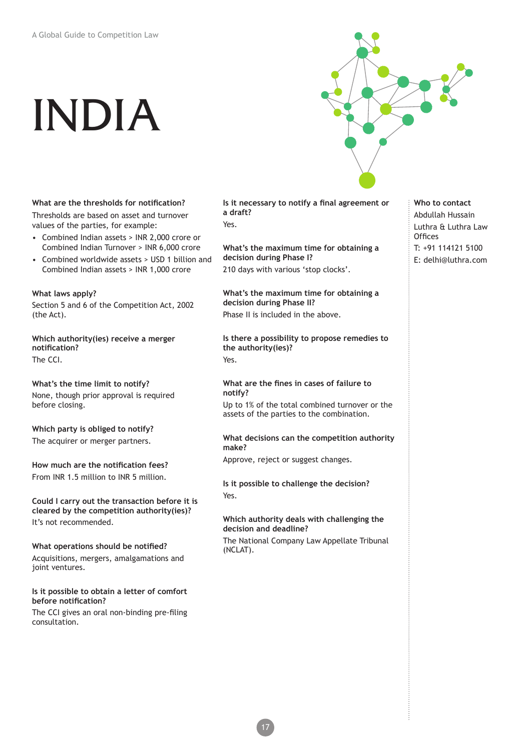# INDIA

**What are the thresholds for notification?**

Thresholds are based on asset and turnover values of the parties, for example:

- Combined Indian assets > INR 2,000 crore or Combined Indian Turnover > INR 6,000 crore
- Combined worldwide assets > USD 1 billion and Combined Indian assets > INR 1,000 crore

**What laws apply?**

Section 5 and 6 of the Competition Act, 2002 (the Act).

**Which authority(ies) receive a merger notification?**

The CCI.

**What's the time limit to notify?**

None, though prior approval is required before closing.

**Which party is obliged to notify?**

The acquirer or merger partners.

**How much are the notification fees?**

From INR 1.5 million to INR 5 million.

**Could I carry out the transaction before it is cleared by the competition authority(ies)?**

It's not recommended.

**What operations should be notified?**

Acquisitions, mergers, amalgamations and joint ventures.

**Is it possible to obtain a letter of comfort before notification?**

The CCI gives an oral non-binding pre-filing consultation.

**Is it necessary to notify a final agreement or a draft?**

Yes.

**What's the maximum time for obtaining a decision during Phase I?**

210 days with various 'stop clocks'.

**What's the maximum time for obtaining a decision during Phase II?**

Phase II is included in the above.

**Is there a possibility to propose remedies to the authority(ies)?**

Yes.

**What are the fines in cases of failure to notify?**

Up to 1% of the total combined turnover or the assets of the parties to the combination.

**What decisions can the competition authority make?**

Approve, reject or suggest changes.

**Is it possible to challenge the decision?**

Yes.

**Which authority deals with challenging the decision and deadline?**

The National Company Law Appellate Tribunal (NCLAT).

**Who to contact**

Abdullah Hussain

Luthra & Luthra Law Offices

T: +91 114121 5100

E: delhi@luthra.com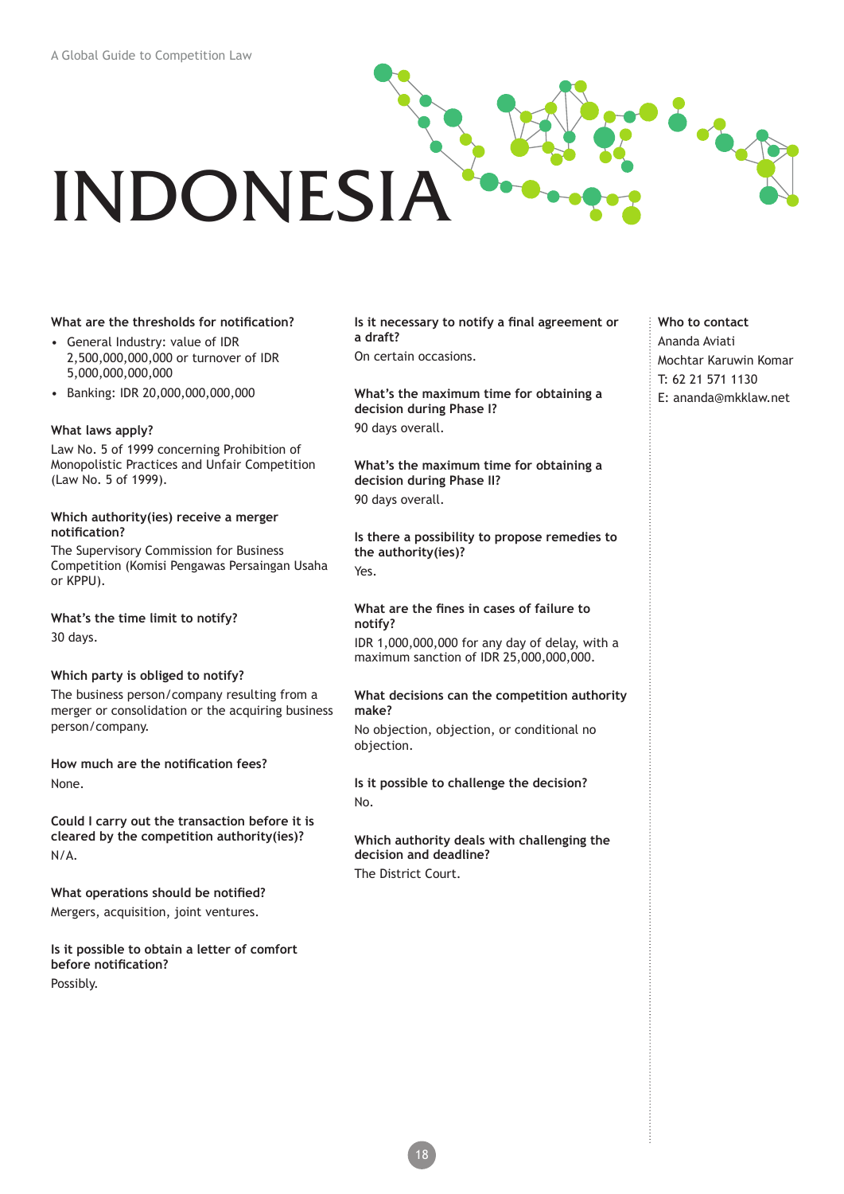# INDONESIA

**What are the thresholds for notification?**

- General Industry: value of IDR 2,500,000,000,000 or turnover of IDR 5,000,000,000,000
- Banking: IDR 20,000,000,000,000

**What laws apply?**

Law No. 5 of 1999 concerning Prohibition of Monopolistic Practices and Unfair Competition (Law No. 5 of 1999).

**Which authority(ies) receive a merger notification?**

The Supervisory Commission for Business Competition (Komisi Pengawas Persaingan Usaha or KPPU).

**What's the time limit to notify?**

30 days.

**Which party is obliged to notify?**

The business person/company resulting from a merger or consolidation or the acquiring business person/company.

**How much are the notification fees?**

None.

**Could I carry out the transaction before it is cleared by the competition authority(ies)?**

N/A.

**What operations should be notified?**

Mergers, acquisition, joint ventures.

**Is it possible to obtain a letter of comfort before notification?**

Possibly.

**Is it necessary to notify a final agreement or a draft?**

On certain occasions.

**What's the maximum time for obtaining a decision during Phase I?**

90 days overall.

**What's the maximum time for obtaining a decision during Phase II?**

90 days overall.

**Is there a possibility to propose remedies to the authority(ies)?**

Yes.

**What are the fines in cases of failure to notify?**

IDR 1,000,000,000 for any day of delay, with a maximum sanction of IDR 25,000,000,000.

**What decisions can the competition authority make?**

No objection, objection, or conditional no objection.

**Is it possible to challenge the decision?**

No.

**Which authority deals with challenging the decision and deadline?**

The District Court.

**Who to contact**

Ananda Aviati
Mochtar Karuwin Komar
T: 62 21 571 1130
E: ananda@mkklaw.net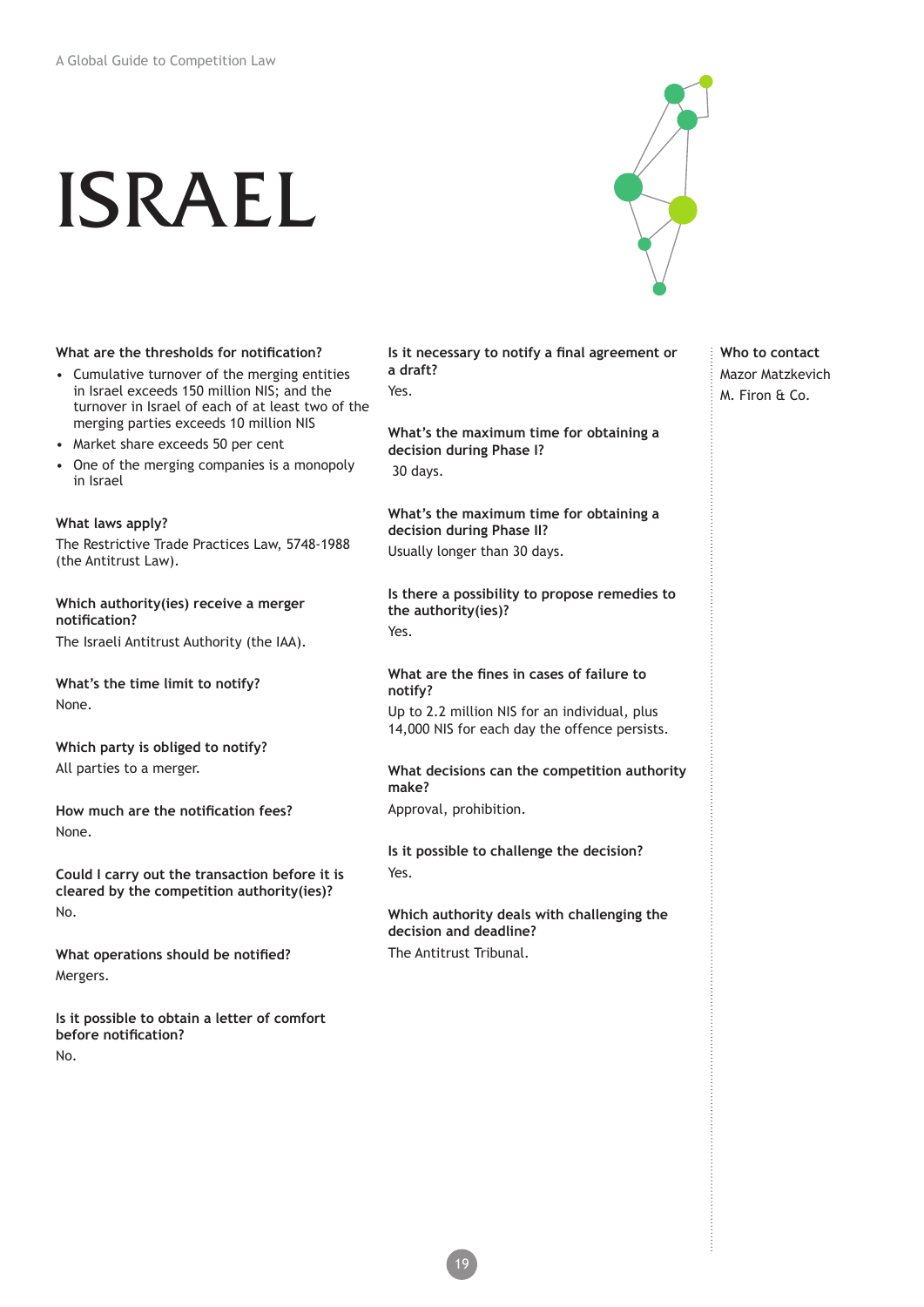# ISRAEL

**What are the thresholds for notification?**

- Cumulative turnover of the merging entities in Israel exceeds 150 million NIS; and the turnover in Israel of each of at least two of the merging parties exceeds 10 million NIS
- Market share exceeds 50 per cent
- One of the merging companies is a monopoly in Israel

**What laws apply?**

The Restrictive Trade Practices Law, 5748-1988 (the Antitrust Law).

**Which authority(ies) receive a merger notification?**

The Israeli Antitrust Authority (the IAA).

**What's the time limit to notify?**

None.

**Which party is obliged to notify?**

All parties to a merger.

**How much are the notification fees?**

None.

**Could I carry out the transaction before it is cleared by the competition authority(ies)?**

No.

**What operations should be notified?**

Mergers.

**Is it possible to obtain a letter of comfort before notification?**

No.

**Is it necessary to notify a final agreement or a draft?**

Yes.

**What's the maximum time for obtaining a decision during Phase I?**

30 days.

**What's the maximum time for obtaining a decision during Phase II?**

Usually longer than 30 days.

**Is there a possibility to propose remedies to the authority(ies)?**

Yes.

**What are the fines in cases of failure to notify?**

Up to 2.2 million NIS for an individual, plus 14,000 NIS for each day the offence persists.

**What decisions can the competition authority make?**

Approval, prohibition.

**Is it possible to challenge the decision?**

Yes.

**Which authority deals with challenging the decision and deadline?**

The Antitrust Tribunal.

**Who to contact**

Mazor Matzkevich
M. Firon & Co.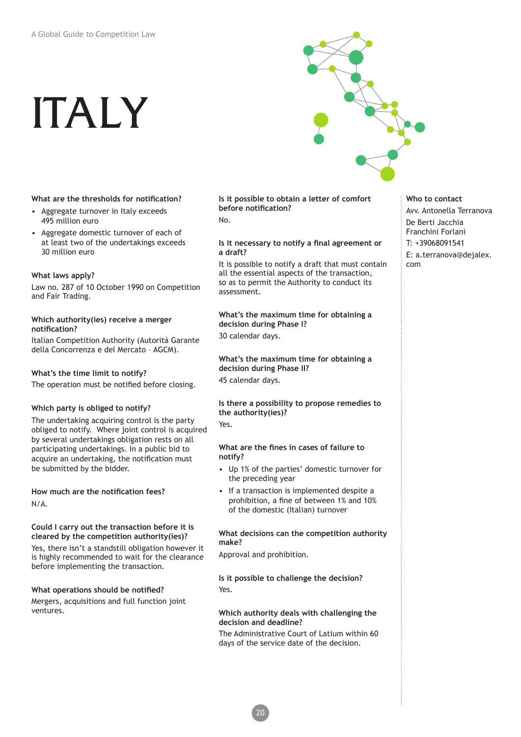# ITALY

### What are the thresholds for notification?

- Aggregate turnover in Italy exceeds 495 million euro
- Aggregate domestic turnover of each of at least two of the undertakings exceeds 30 million euro

### What laws apply?

Law no. 287 of 10 October 1990 on Competition and Fair Trading.

### Which authority(ies) receive a merger notification?

Italian Competition Authority (Autorità Garante della Concorrenza e del Mercato – AGCM).

### What's the time limit to notify?

The operation must be notified before closing.

### Which party is obliged to notify?

The undertaking acquiring control is the party obliged to notify. Where joint control is acquired by several undertakings obligation rests on all participating undertakings. In a public bid to acquire an undertaking, the notification must be submitted by the bidder.

### How much are the notification fees?

N/A.

### Could I carry out the transaction before it is cleared by the competition authority(ies)?

Yes, there isn't a standstill obligation however it is highly recommended to wait for the clearance before implementing the transaction.

### What operations should be notified?

Mergers, acquisitions and full function joint ventures.

### Is it possible to obtain a letter of comfort before notification?

No.

### Is it necessary to notify a final agreement or a draft?

It is possible to notify a draft that must contain all the essential aspects of the transaction, so as to permit the Authority to conduct its assessment.

### What's the maximum time for obtaining a decision during Phase I?

30 calendar days.

### What's the maximum time for obtaining a decision during Phase II?

45 calendar days.

### Is there a possibility to propose remedies to the authority(ies)?

Yes.

### What are the fines in cases of failure to notify?

- Up 1% of the parties' domestic turnover for the preceding year
- If a transaction is implemented despite a prohibition, a fine of between 1% and 10% of the domestic (Italian) turnover

### What decisions can the competition authority make?

Approval and prohibition.

### Is it possible to challenge the decision?

Yes.

### Which authority deals with challenging the decision and deadline?

The Administrative Court of Latium within 60 days of the service date of the decision.

### Who to contact

Avv. Antonella Terranova

De Berti Jacchia Franchini Forlani

T: +39068091541

E: a.terranova@dejalex.com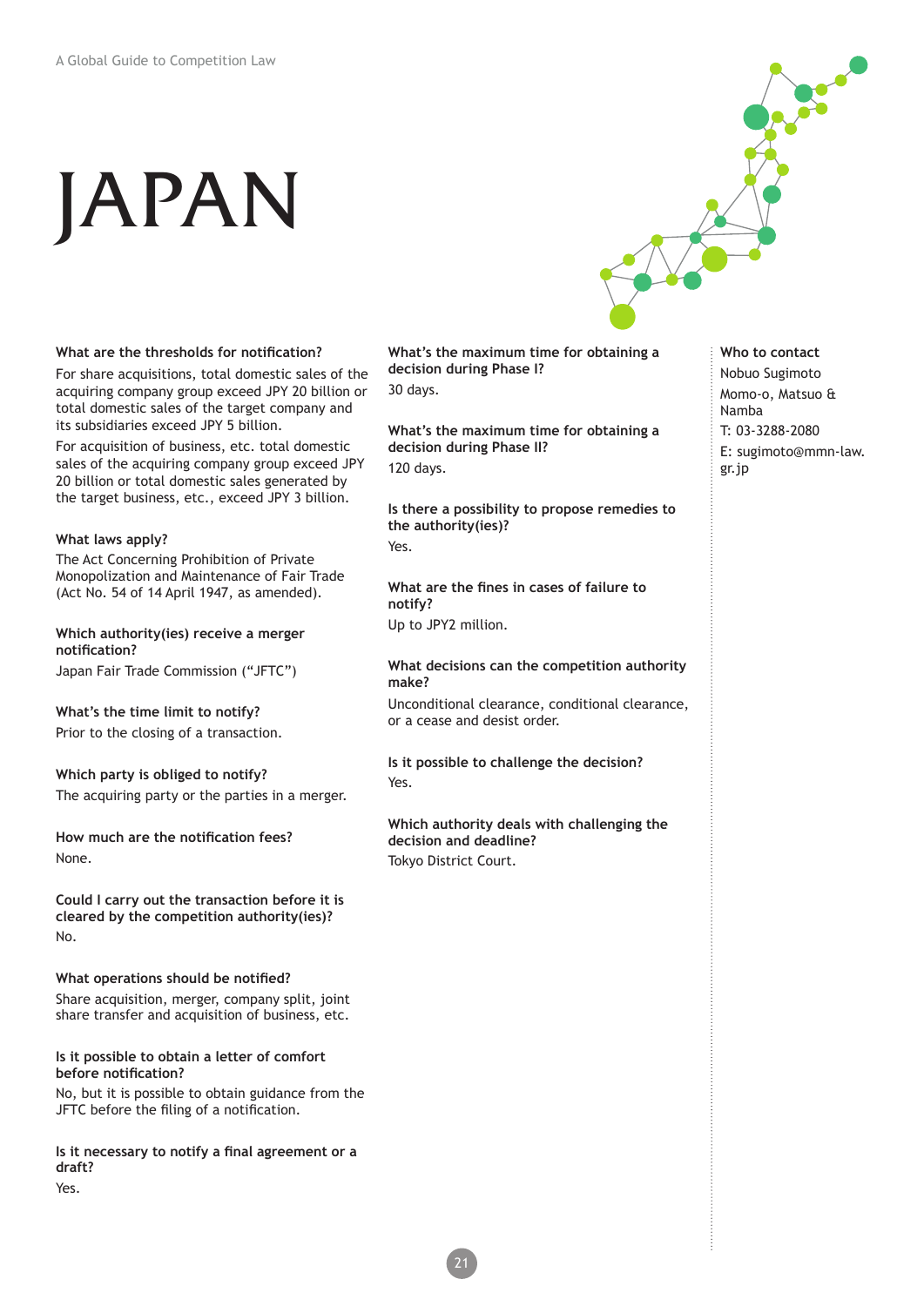# JAPAN

**What are the thresholds for notification?**

For share acquisitions, total domestic sales of the acquiring company group exceed JPY 20 billion or total domestic sales of the target company and its subsidiaries exceed JPY 5 billion.

For acquisition of business, etc. total domestic sales of the acquiring company group exceed JPY 20 billion or total domestic sales generated by the target business, etc., exceed JPY 3 billion.

**What laws apply?**

The Act Concerning Prohibition of Private Monopolization and Maintenance of Fair Trade (Act No. 54 of 14 April 1947, as amended).

**Which authority(ies) receive a merger notification?**

Japan Fair Trade Commission ("JFTC")

**What's the time limit to notify?**

Prior to the closing of a transaction.

**Which party is obliged to notify?**

The acquiring party or the parties in a merger.

**How much are the notification fees?**

None.

**Could I carry out the transaction before it is cleared by the competition authority(ies)?**

No.

**What operations should be notified?**

Share acquisition, merger, company split, joint share transfer and acquisition of business, etc.

**Is it possible to obtain a letter of comfort before notification?**

No, but it is possible to obtain guidance from the JFTC before the filing of a notification.

**Is it necessary to notify a final agreement or a draft?**

Yes.

**What's the maximum time for obtaining a decision during Phase I?**

30 days.

**What's the maximum time for obtaining a decision during Phase II?**

120 days.

**Is there a possibility to propose remedies to the authority(ies)?**

Yes.

**What are the fines in cases of failure to notify?**

Up to JPY2 million.

**What decisions can the competition authority make?**

Unconditional clearance, conditional clearance, or a cease and desist order.

**Is it possible to challenge the decision?**

Yes.

**Which authority deals with challenging the decision and deadline?**

Tokyo District Court.

**Who to contact**

Nobuo Sugimoto

Momo-o, Matsuo & Namba

T: 03-3288-2080

E: sugimoto@mmn-law.gr.jp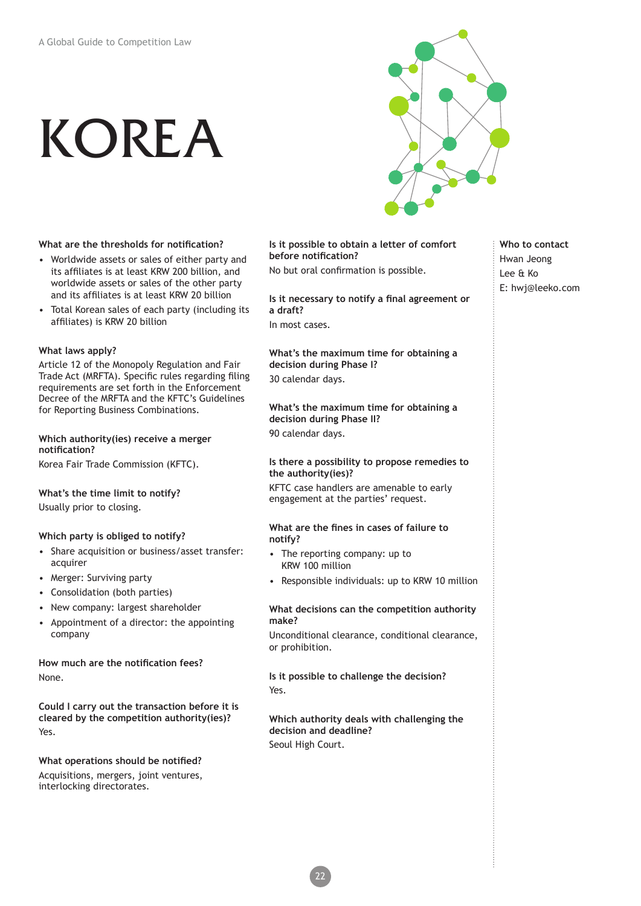# KOREA

**What are the thresholds for notification?**

- Worldwide assets or sales of either party and its affiliates is at least KRW 200 billion, and worldwide assets or sales of the other party and its affiliates is at least KRW 20 billion
- Total Korean sales of each party (including its affiliates) is KRW 20 billion

**What laws apply?**

Article 12 of the Monopoly Regulation and Fair Trade Act (MRFTA). Specific rules regarding filing requirements are set forth in the Enforcement Decree of the MRFTA and the KFTC's Guidelines for Reporting Business Combinations.

**Which authority(ies) receive a merger notification?**

Korea Fair Trade Commission (KFTC).

**What's the time limit to notify?**

Usually prior to closing.

**Which party is obliged to notify?**

- Share acquisition or business/asset transfer: acquirer
- Merger: Surviving party
- Consolidation (both parties)
- New company: largest shareholder
- Appointment of a director: the appointing company

**How much are the notification fees?**

None.

**Could I carry out the transaction before it is cleared by the competition authority(ies)?**

Yes.

**What operations should be notified?**

Acquisitions, mergers, joint ventures, interlocking directorates.

**Is it possible to obtain a letter of comfort before notification?**

No but oral confirmation is possible.

**Is it necessary to notify a final agreement or a draft?**

In most cases.

**What's the maximum time for obtaining a decision during Phase I?**

30 calendar days.

**What's the maximum time for obtaining a decision during Phase II?**

90 calendar days.

**Is there a possibility to propose remedies to the authority(ies)?**

KFTC case handlers are amenable to early engagement at the parties' request.

**What are the fines in cases of failure to notify?**

- The reporting company: up to KRW 100 million
- Responsible individuals: up to KRW 10 million

**What decisions can the competition authority make?**

Unconditional clearance, conditional clearance, or prohibition.

**Is it possible to challenge the decision?**

Yes.

**Which authority deals with challenging the decision and deadline?**

Seoul High Court.

**Who to contact**

Hwan Jeong
Lee & Ko
E: hwj@leeko.com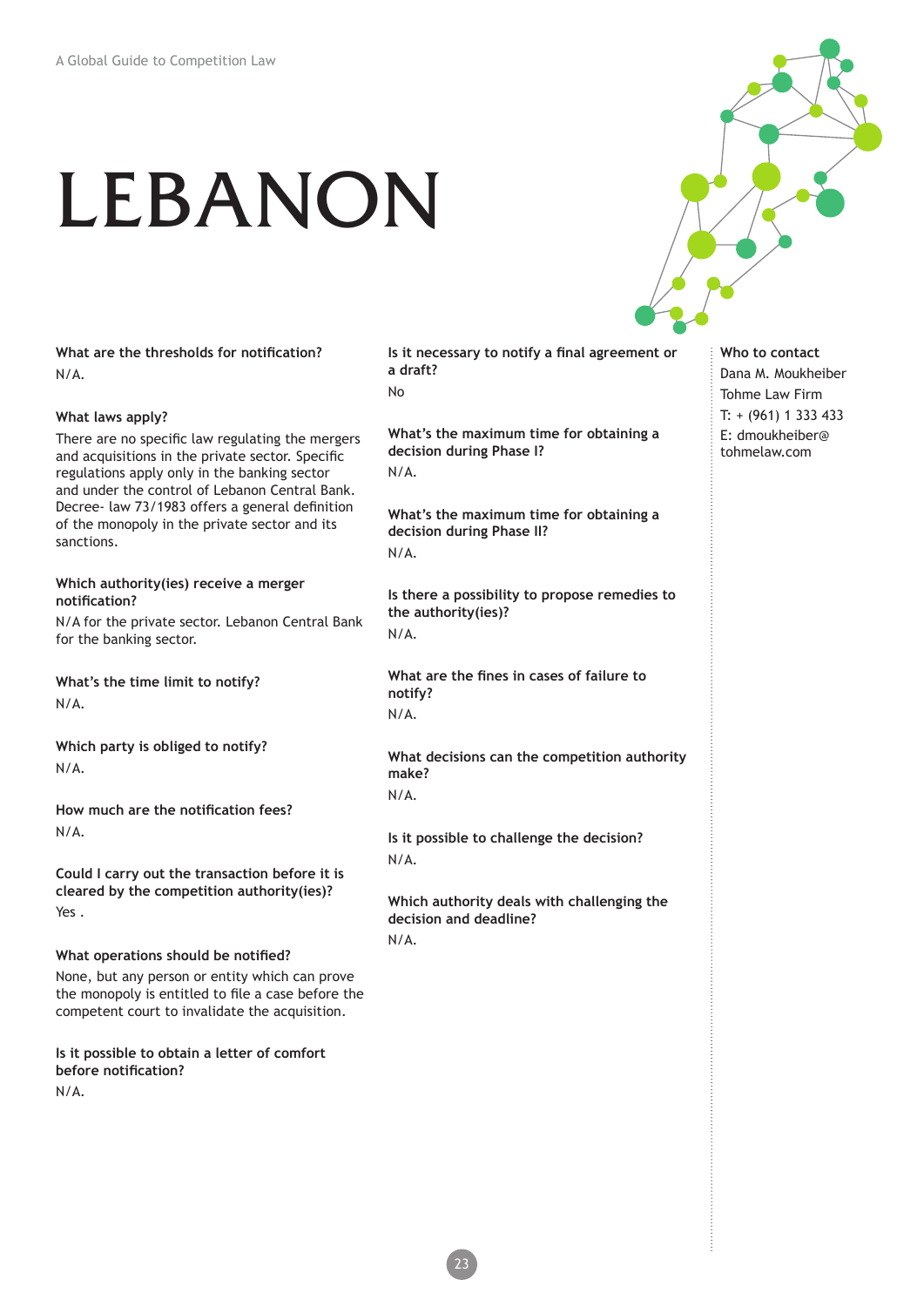# LEBANON

**What are the thresholds for notification?**

N/A.

**What laws apply?**

There are no specific law regulating the mergers and acquisitions in the private sector. Specific regulations apply only in the banking sector and under the control of Lebanon Central Bank. Decree- law 73/1983 offers a general definition of the monopoly in the private sector and its sanctions.

**Which authority(ies) receive a merger notification?**

N/A for the private sector. Lebanon Central Bank for the banking sector.

**What's the time limit to notify?**

N/A.

**Which party is obliged to notify?**

N/A.

**How much are the notification fees?**

N/A.

**Could I carry out the transaction before it is cleared by the competition authority(ies)?**

Yes .

**What operations should be notified?**

None, but any person or entity which can prove the monopoly is entitled to file a case before the competent court to invalidate the acquisition.

**Is it possible to obtain a letter of comfort before notification?**

N/A.

**Is it necessary to notify a final agreement or a draft?**

No

**What's the maximum time for obtaining a decision during Phase I?**

N/A.

**What's the maximum time for obtaining a decision during Phase II?**

N/A.

**Is there a possibility to propose remedies to the authority(ies)?**

N/A.

**What are the fines in cases of failure to notify?**

N/A.

**What decisions can the competition authority make?**

N/A.

**Is it possible to challenge the decision?**

N/A.

**Which authority deals with challenging the decision and deadline?**

N/A.

**Who to contact**

Dana M. Moukheiber
Tohme Law Firm
T: + (961) 1 333 433
E: dmoukheiber@tohmelaw.com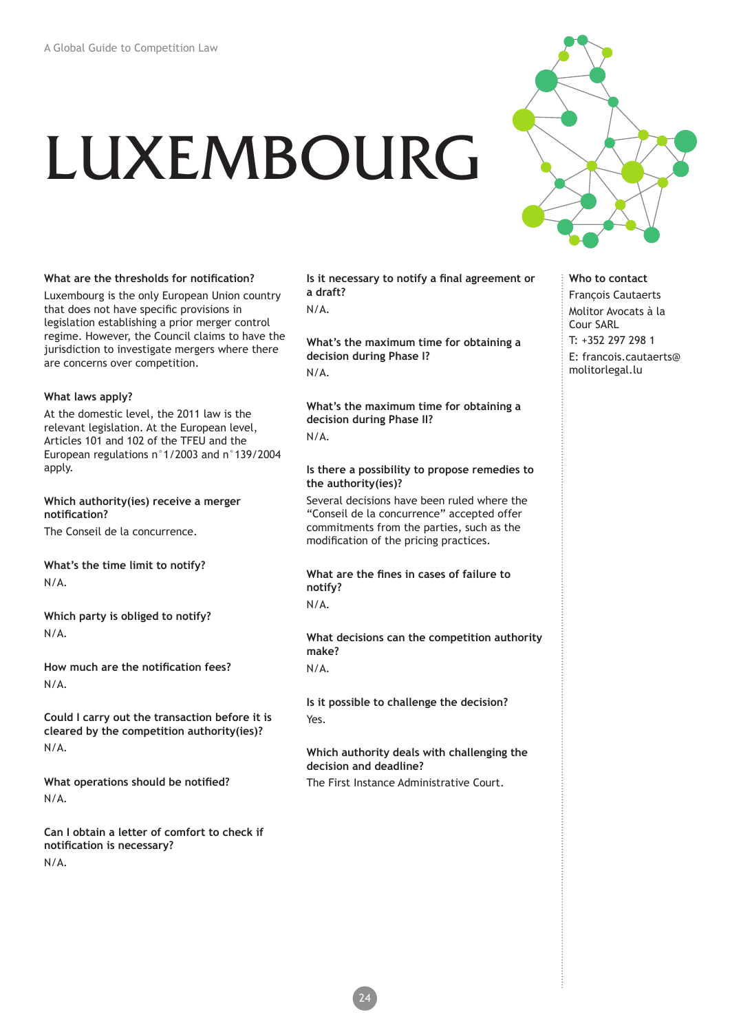# LUXEMBOURG

**What are the thresholds for notification?**

Luxembourg is the only European Union country that does not have specific provisions in legislation establishing a prior merger control regime. However, the Council claims to have the jurisdiction to investigate mergers where there are concerns over competition.

**What laws apply?**

At the domestic level, the 2011 law is the relevant legislation. At the European level, Articles 101 and 102 of the TFEU and the European regulations n°1/2003 and n°139/2004 apply.

**Which authority(ies) receive a merger notification?**

The Conseil de la concurrence.

**What's the time limit to notify?**

N/A.

**Which party is obliged to notify?**

N/A.

**How much are the notification fees?**

N/A.

**Could I carry out the transaction before it is cleared by the competition authority(ies)?**

N/A.

**What operations should be notified?**

N/A.

**Can I obtain a letter of comfort to check if notification is necessary?**

N/A.

**Is it necessary to notify a final agreement or a draft?**

N/A.

**What's the maximum time for obtaining a decision during Phase I?**

N/A.

**What's the maximum time for obtaining a decision during Phase II?**

N/A.

**Is there a possibility to propose remedies to the authority(ies)?**

Several decisions have been ruled where the "Conseil de la concurrence" accepted offer commitments from the parties, such as the modification of the pricing practices.

**What are the fines in cases of failure to notify?**

N/A.

**What decisions can the competition authority make?**

N/A.

**Is it possible to challenge the decision?**

Yes.

**Which authority deals with challenging the decision and deadline?**

The First Instance Administrative Court.

**Who to contact**

François Cautaerts

Molitor Avocats à la Cour SARL

T: +352 297 298 1

E: francois.cautaerts@molitorlegal.lu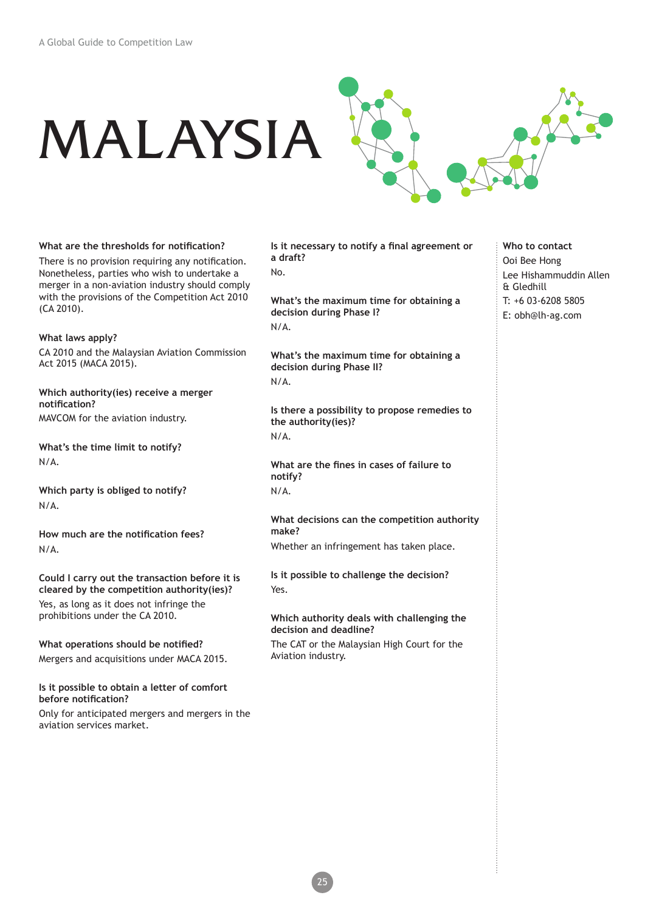# MALAYSIA

**What are the thresholds for notification?**

There is no provision requiring any notification. Nonetheless, parties who wish to undertake a merger in a non-aviation industry should comply with the provisions of the Competition Act 2010 (CA 2010).

**What laws apply?**

CA 2010 and the Malaysian Aviation Commission Act 2015 (MACA 2015).

**Which authority(ies) receive a merger notification?**

MAVCOM for the aviation industry.

**What's the time limit to notify?**

N/A.

**Which party is obliged to notify?**

N/A.

**How much are the notification fees?**

N/A.

**Could I carry out the transaction before it is cleared by the competition authority(ies)?**

Yes, as long as it does not infringe the prohibitions under the CA 2010.

**What operations should be notified?**

Mergers and acquisitions under MACA 2015.

**Is it possible to obtain a letter of comfort before notification?**

Only for anticipated mergers and mergers in the aviation services market.

**Is it necessary to notify a final agreement or a draft?**

No.

**What's the maximum time for obtaining a decision during Phase I?**

N/A.

**What's the maximum time for obtaining a decision during Phase II?**

N/A.

**Is there a possibility to propose remedies to the authority(ies)?**

N/A.

**What are the fines in cases of failure to notify?**

N/A.

**What decisions can the competition authority make?**

Whether an infringement has taken place.

**Is it possible to challenge the decision?**

Yes.

**Which authority deals with challenging the decision and deadline?**

The CAT or the Malaysian High Court for the Aviation industry.

**Who to contact**

Ooi Bee Hong
Lee Hishammuddin Allen & Gledhill
T: +6 03-6208 5805
E: obh@lh-ag.com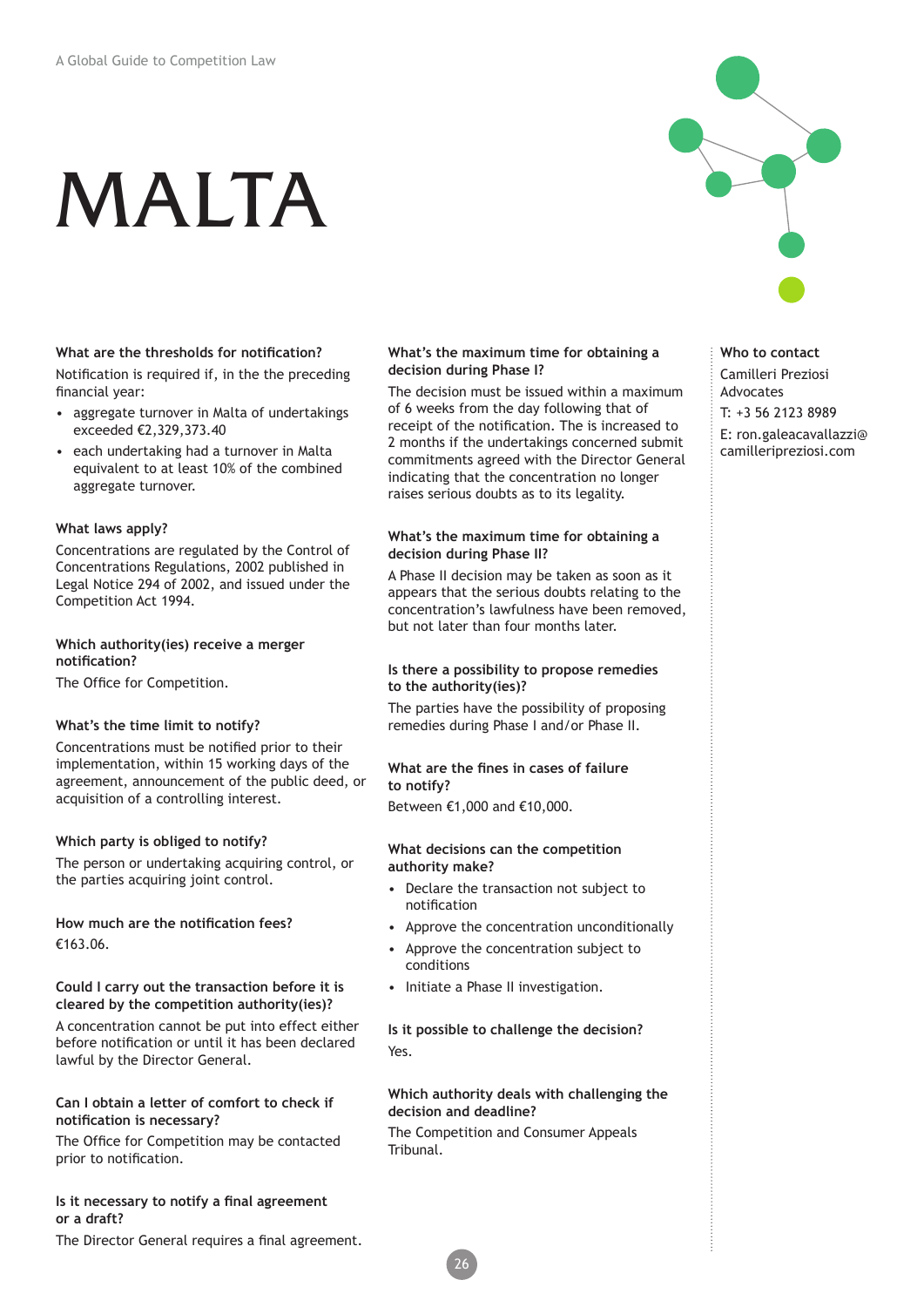# MALTA

### What are the thresholds for notification?

Notification is required if, in the the preceding financial year:

- aggregate turnover in Malta of undertakings exceeded €2,329,373.40
- each undertaking had a turnover in Malta equivalent to at least 10% of the combined aggregate turnover.

### What laws apply?

Concentrations are regulated by the Control of Concentrations Regulations, 2002 published in Legal Notice 294 of 2002, and issued under the Competition Act 1994.

### Which authority(ies) receive a merger notification?

The Office for Competition.

### What's the time limit to notify?

Concentrations must be notified prior to their implementation, within 15 working days of the agreement, announcement of the public deed, or acquisition of a controlling interest.

### Which party is obliged to notify?

The person or undertaking acquiring control, or the parties acquiring joint control.

### How much are the notification fees?

€163.06.

### Could I carry out the transaction before it is cleared by the competition authority(ies)?

A concentration cannot be put into effect either before notification or until it has been declared lawful by the Director General.

### Can I obtain a letter of comfort to check if notification is necessary?

The Office for Competition may be contacted prior to notification.

### Is it necessary to notify a final agreement or a draft?

The Director General requires a final agreement.

### What's the maximum time for obtaining a decision during Phase I?

The decision must be issued within a maximum of 6 weeks from the day following that of receipt of the notification. The is increased to 2 months if the undertakings concerned submit commitments agreed with the Director General indicating that the concentration no longer raises serious doubts as to its legality.

### What's the maximum time for obtaining a decision during Phase II?

A Phase II decision may be taken as soon as it appears that the serious doubts relating to the concentration's lawfulness have been removed, but not later than four months later.

### Is there a possibility to propose remedies to the authority(ies)?

The parties have the possibility of proposing remedies during Phase I and/or Phase II.

### What are the fines in cases of failure to notify?

Between €1,000 and €10,000.

### What decisions can the competition authority make?

- Declare the transaction not subject to notification
- Approve the concentration unconditionally
- Approve the concentration subject to conditions
- Initiate a Phase II investigation.

### Is it possible to challenge the decision?

Yes.

### Which authority deals with challenging the decision and deadline?

The Competition and Consumer Appeals Tribunal.

### Who to contact

Camilleri Preziosi Advocates

T: +3 56 2123 8989

E: ron.galeacavallazzi@camilleripreziosi.com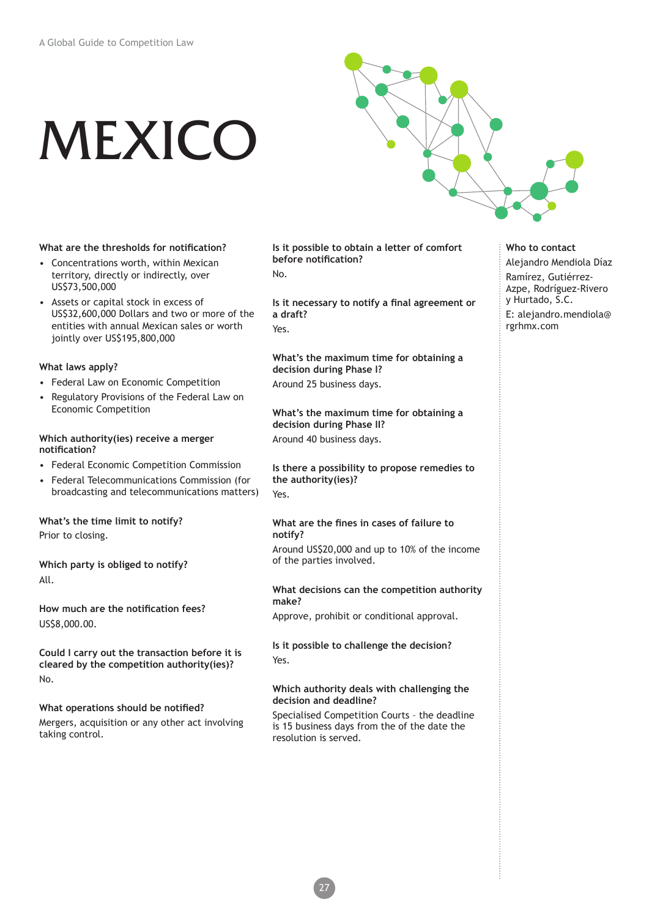# MEXICO

**What are the thresholds for notification?**

- Concentrations worth, within Mexican territory, directly or indirectly, over US$73,500,000
- Assets or capital stock in excess of US$32,600,000 Dollars and two or more of the entities with annual Mexican sales or worth jointly over US$195,800,000

**What laws apply?**

- Federal Law on Economic Competition
- Regulatory Provisions of the Federal Law on Economic Competition

**Which authority(ies) receive a merger notification?**

- Federal Economic Competition Commission
- Federal Telecommunications Commission (for broadcasting and telecommunications matters)

**What's the time limit to notify?**

Prior to closing.

**Which party is obliged to notify?**

All.

**How much are the notification fees?**

US$8,000.00.

**Could I carry out the transaction before it is cleared by the competition authority(ies)?**

No.

**What operations should be notified?**

Mergers, acquisition or any other act involving taking control.

**Is it possible to obtain a letter of comfort before notification?**

No.

**Is it necessary to notify a final agreement or a draft?**

Yes.

**What's the maximum time for obtaining a decision during Phase I?**

Around 25 business days.

**What's the maximum time for obtaining a decision during Phase II?**

Around 40 business days.

**Is there a possibility to propose remedies to the authority(ies)?**

Yes.

**What are the fines in cases of failure to notify?**

Around US$20,000 and up to 10% of the income of the parties involved.

**What decisions can the competition authority make?**

Approve, prohibit or conditional approval.

**Is it possible to challenge the decision?**

Yes.

**Which authority deals with challenging the decision and deadline?**

Specialised Competition Courts – the deadline is 15 business days from the of the date the resolution is served.

**Who to contact**

Alejandro Mendiola Díaz

Ramírez, Gutiérrez-Azpe, Rodríguez-Rivero y Hurtado, S.C.

E: alejandro.mendiola@rgrhmx.com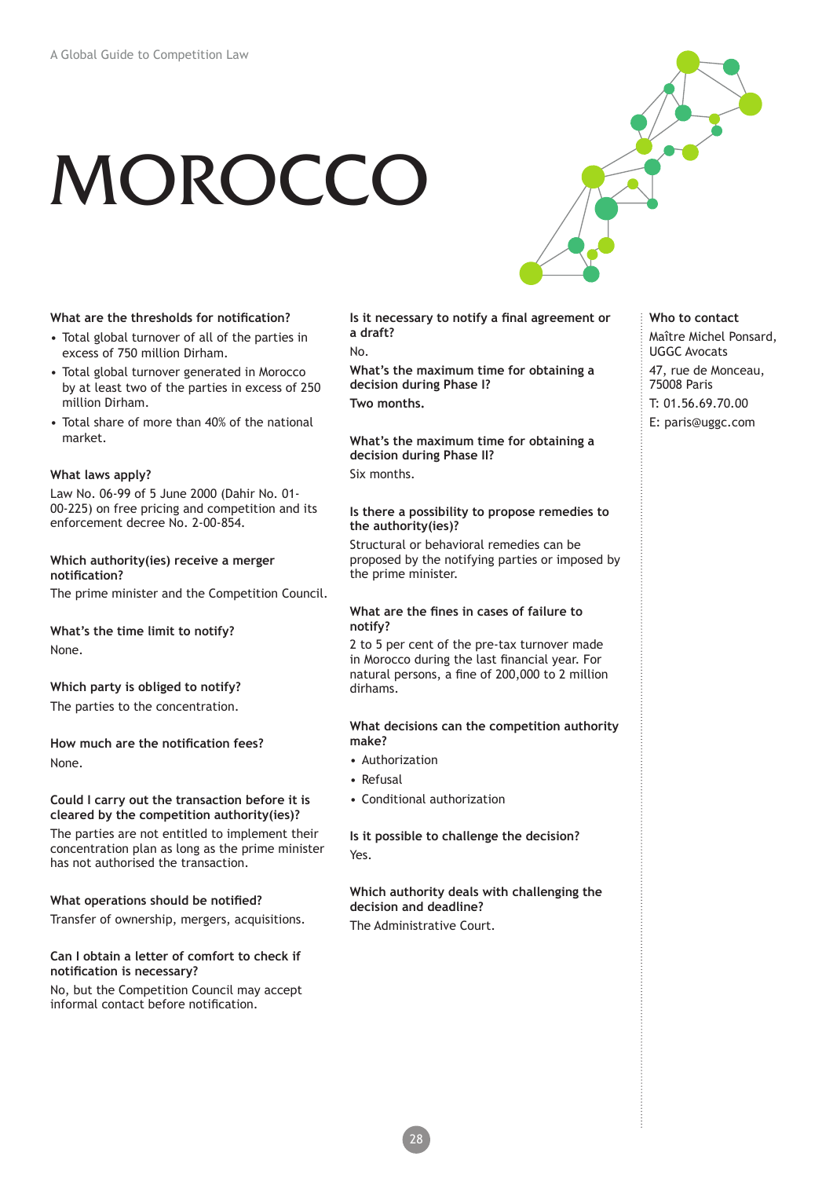# MOROCCO

**What are the thresholds for notification?**

- Total global turnover of all of the parties in excess of 750 million Dirham.
- Total global turnover generated in Morocco by at least two of the parties in excess of 250 million Dirham.
- Total share of more than 40% of the national market.

**What laws apply?**

Law No. 06-99 of 5 June 2000 (Dahir No. 01-00-225) on free pricing and competition and its enforcement decree No. 2-00-854.

**Which authority(ies) receive a merger notification?**

The prime minister and the Competition Council.

**What's the time limit to notify?**

None.

**Which party is obliged to notify?**

The parties to the concentration.

**How much are the notification fees?**

None.

**Could I carry out the transaction before it is cleared by the competition authority(ies)?**

The parties are not entitled to implement their concentration plan as long as the prime minister has not authorised the transaction.

**What operations should be notified?**

Transfer of ownership, mergers, acquisitions.

**Can I obtain a letter of comfort to check if notification is necessary?**

No, but the Competition Council may accept informal contact before notification.

**Is it necessary to notify a final agreement or a draft?**

No.

**What's the maximum time for obtaining a decision during Phase I?**

**Two months.**

**What's the maximum time for obtaining a decision during Phase II?**

Six months.

**Is there a possibility to propose remedies to the authority(ies)?**

Structural or behavioral remedies can be proposed by the notifying parties or imposed by the prime minister.

**What are the fines in cases of failure to notify?**

2 to 5 per cent of the pre-tax turnover made in Morocco during the last financial year. For natural persons, a fine of 200,000 to 2 million dirhams.

**What decisions can the competition authority make?**

- Authorization
- Refusal
- Conditional authorization

**Is it possible to challenge the decision?**

Yes.

**Which authority deals with challenging the decision and deadline?**

The Administrative Court.

**Who to contact**

Maître Michel Ponsard,
UGGC Avocats

47, rue de Monceau,
75008 Paris

T: 01.56.69.70.00

E: paris@uggc.com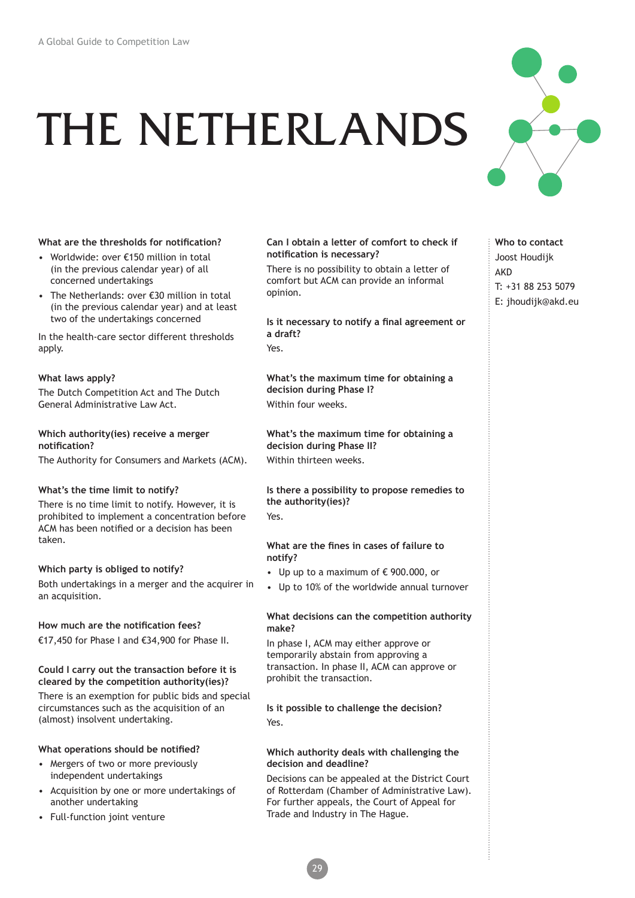# THE NETHERLANDS

**What are the thresholds for notification?**

- Worldwide: over €150 million in total (in the previous calendar year) of all concerned undertakings
- The Netherlands: over €30 million in total (in the previous calendar year) and at least two of the undertakings concerned

In the health-care sector different thresholds apply.

**What laws apply?**

The Dutch Competition Act and The Dutch General Administrative Law Act.

**Which authority(ies) receive a merger notification?**

The Authority for Consumers and Markets (ACM).

**What's the time limit to notify?**

There is no time limit to notify. However, it is prohibited to implement a concentration before ACM has been notified or a decision has been taken.

**Which party is obliged to notify?**

Both undertakings in a merger and the acquirer in an acquisition.

**How much are the notification fees?**

€17,450 for Phase I and €34,900 for Phase II.

**Could I carry out the transaction before it is cleared by the competition authority(ies)?**

There is an exemption for public bids and special circumstances such as the acquisition of an (almost) insolvent undertaking.

**What operations should be notified?**

- Mergers of two or more previously independent undertakings
- Acquisition by one or more undertakings of another undertaking
- Full-function joint venture

**Can I obtain a letter of comfort to check if notification is necessary?**

There is no possibility to obtain a letter of comfort but ACM can provide an informal opinion.

**Is it necessary to notify a final agreement or a draft?**

Yes.

**What's the maximum time for obtaining a decision during Phase I?**

Within four weeks.

**What's the maximum time for obtaining a decision during Phase II?**

Within thirteen weeks.

**Is there a possibility to propose remedies to the authority(ies)?**

Yes.

**What are the fines in cases of failure to notify?**

- Up up to a maximum of € 900.000, or
- Up to 10% of the worldwide annual turnover

**What decisions can the competition authority make?**

In phase I, ACM may either approve or temporarily abstain from approving a transaction. In phase II, ACM can approve or prohibit the transaction.

**Is it possible to challenge the decision?**

Yes.

**Which authority deals with challenging the decision and deadline?**

Decisions can be appealed at the District Court of Rotterdam (Chamber of Administrative Law). For further appeals, the Court of Appeal for Trade and Industry in The Hague.

**Who to contact**

Joost Houdijk
AKD
T: +31 88 253 5079
E: jhoudijk@akd.eu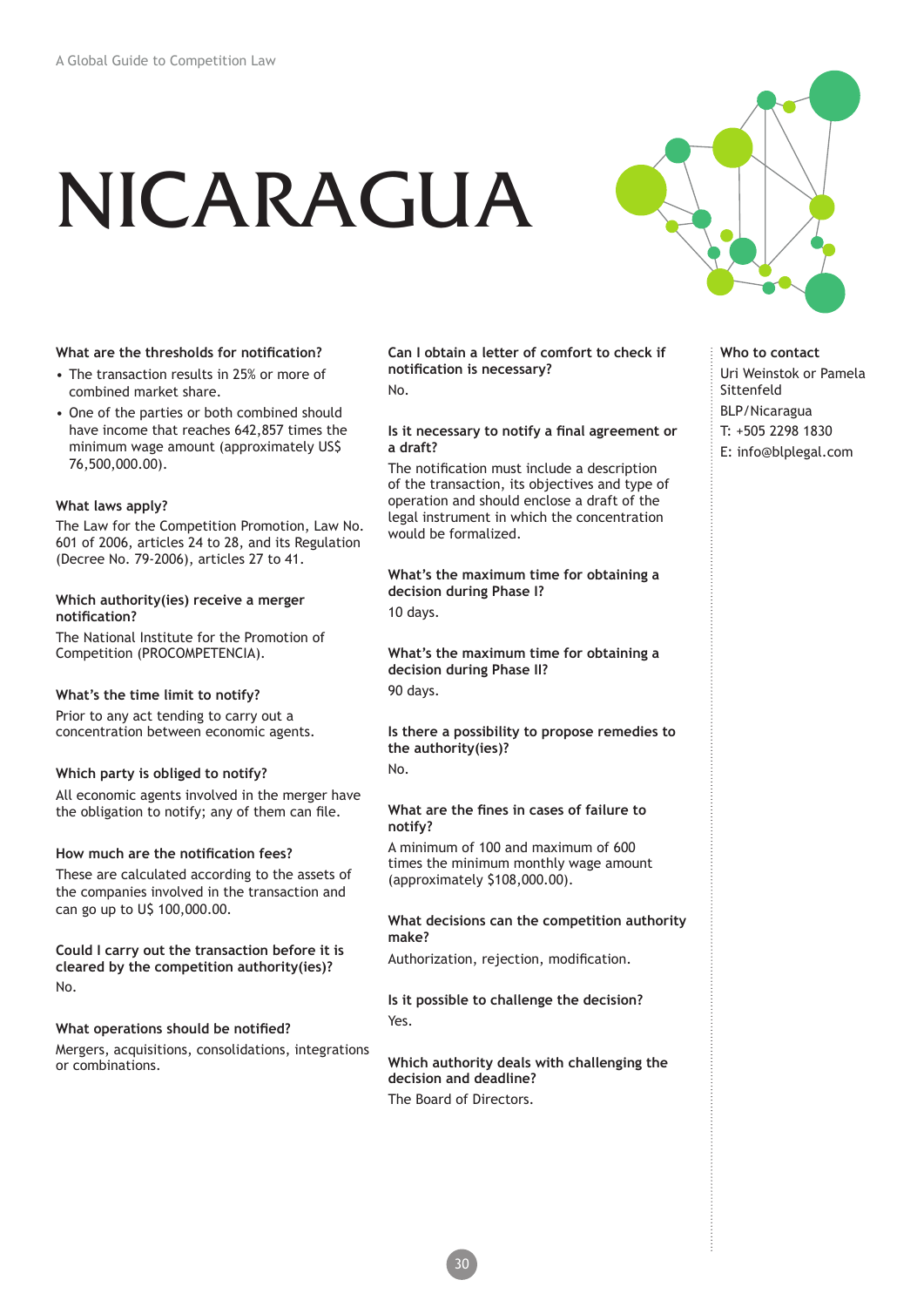# NICARAGUA

### What are the thresholds for notification?

- The transaction results in 25% or more of combined market share.
- One of the parties or both combined should have income that reaches 642,857 times the minimum wage amount (approximately US$ 76,500,000.00).

### What laws apply?

The Law for the Competition Promotion, Law No. 601 of 2006, articles 24 to 28, and its Regulation (Decree No. 79-2006), articles 27 to 41.

### Which authority(ies) receive a merger notification?

The National Institute for the Promotion of Competition (PROCOMPETENCIA).

### What's the time limit to notify?

Prior to any act tending to carry out a concentration between economic agents.

### Which party is obliged to notify?

All economic agents involved in the merger have the obligation to notify; any of them can file.

### How much are the notification fees?

These are calculated according to the assets of the companies involved in the transaction and can go up to U$ 100,000.00.

### Could I carry out the transaction before it is cleared by the competition authority(ies)?

No.

### What operations should be notified?

Mergers, acquisitions, consolidations, integrations or combinations.

### Can I obtain a letter of comfort to check if notification is necessary?

No.

### Is it necessary to notify a final agreement or a draft?

The notification must include a description of the transaction, its objectives and type of operation and should enclose a draft of the legal instrument in which the concentration would be formalized.

### What's the maximum time for obtaining a decision during Phase I?

10 days.

### What's the maximum time for obtaining a decision during Phase II?

90 days.

### Is there a possibility to propose remedies to the authority(ies)?

No.

### What are the fines in cases of failure to notify?

A minimum of 100 and maximum of 600 times the minimum monthly wage amount (approximately $108,000.00).

### What decisions can the competition authority make?

Authorization, rejection, modification.

### Is it possible to challenge the decision?

Yes.

### Which authority deals with challenging the decision and deadline?

The Board of Directors.

### Who to contact

Uri Weinstok or Pamela Sittenfeld
BLP/Nicaragua
T: +505 2298 1830
E: info@blplegal.com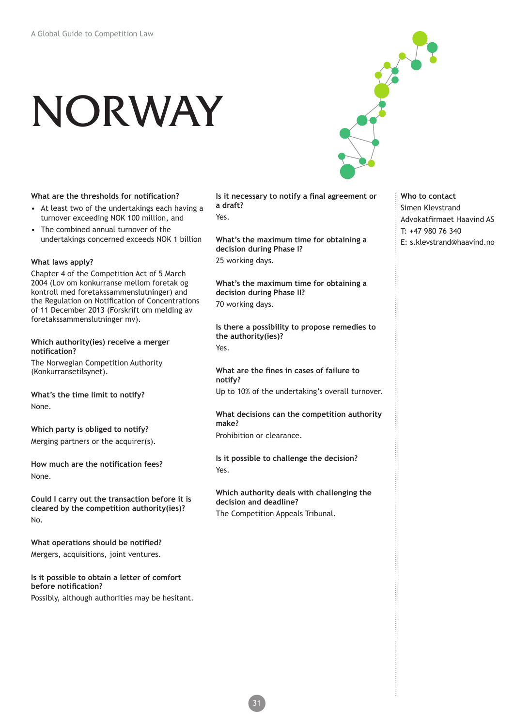# NORWAY

**What are the thresholds for notification?**

- At least two of the undertakings each having a turnover exceeding NOK 100 million, and
- The combined annual turnover of the undertakings concerned exceeds NOK 1 billion

**What laws apply?**

Chapter 4 of the Competition Act of 5 March 2004 (Lov om konkurranse mellom foretak og kontroll med foretakssammenslutninger) and the Regulation on Notification of Concentrations of 11 December 2013 (Forskrift om melding av foretakssammenslutninger mv).

**Which authority(ies) receive a merger notification?**

The Norwegian Competition Authority (Konkurransetilsynet).

**What's the time limit to notify?**

None.

**Which party is obliged to notify?**

Merging partners or the acquirer(s).

**How much are the notification fees?**

None.

**Could I carry out the transaction before it is cleared by the competition authority(ies)?**

No.

**What operations should be notified?**

Mergers, acquisitions, joint ventures.

**Is it possible to obtain a letter of comfort before notification?**

Possibly, although authorities may be hesitant.

**Is it necessary to notify a final agreement or a draft?**

Yes.

**What's the maximum time for obtaining a decision during Phase I?**

25 working days.

**What's the maximum time for obtaining a decision during Phase II?**

70 working days.

**Is there a possibility to propose remedies to the authority(ies)?**

Yes.

**What are the fines in cases of failure to notify?**

Up to 10% of the undertaking's overall turnover.

**What decisions can the competition authority make?**

Prohibition or clearance.

**Is it possible to challenge the decision?**

Yes.

**Which authority deals with challenging the decision and deadline?**

The Competition Appeals Tribunal.

**Who to contact**

Simen Klevstrand
Advokatfirmaet Haavind AS
T: +47 980 76 340
E: s.klevstrand@haavind.no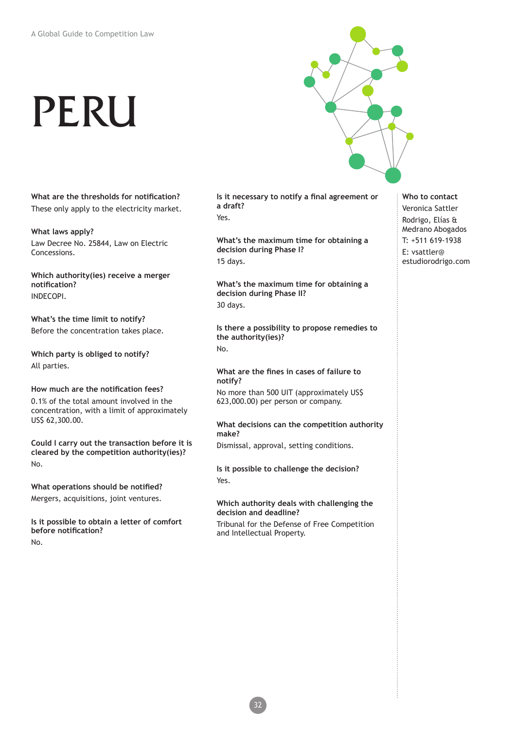# PERU

**What are the thresholds for notification?**

These only apply to the electricity market.

**What laws apply?**

Law Decree No. 25844, Law on Electric Concessions.

**Which authority(ies) receive a merger notification?**

INDECOPI.

**What's the time limit to notify?**

Before the concentration takes place.

**Which party is obliged to notify?**

All parties.

**How much are the notification fees?**

0.1% of the total amount involved in the concentration, with a limit of approximately US$ 62,300.00.

**Could I carry out the transaction before it is cleared by the competition authority(ies)?**

No.

**What operations should be notified?**

Mergers, acquisitions, joint ventures.

**Is it possible to obtain a letter of comfort before notification?**

No.

**Is it necessary to notify a final agreement or a draft?**

Yes.

**What's the maximum time for obtaining a decision during Phase I?**

15 days.

**What's the maximum time for obtaining a decision during Phase II?**

30 days.

**Is there a possibility to propose remedies to the authority(ies)?**

No.

**What are the fines in cases of failure to notify?**

No more than 500 UIT (approximately US$ 623,000.00) per person or company.

**What decisions can the competition authority make?**

Dismissal, approval, setting conditions.

**Is it possible to challenge the decision?**

Yes.

**Which authority deals with challenging the decision and deadline?**

Tribunal for the Defense of Free Competition and Intellectual Property.

**Who to contact**

Veronica Sattler
Rodrigo, Elías & Medrano Abogados
T: +511 619-1938
E: vsattler@estudiorodrigo.com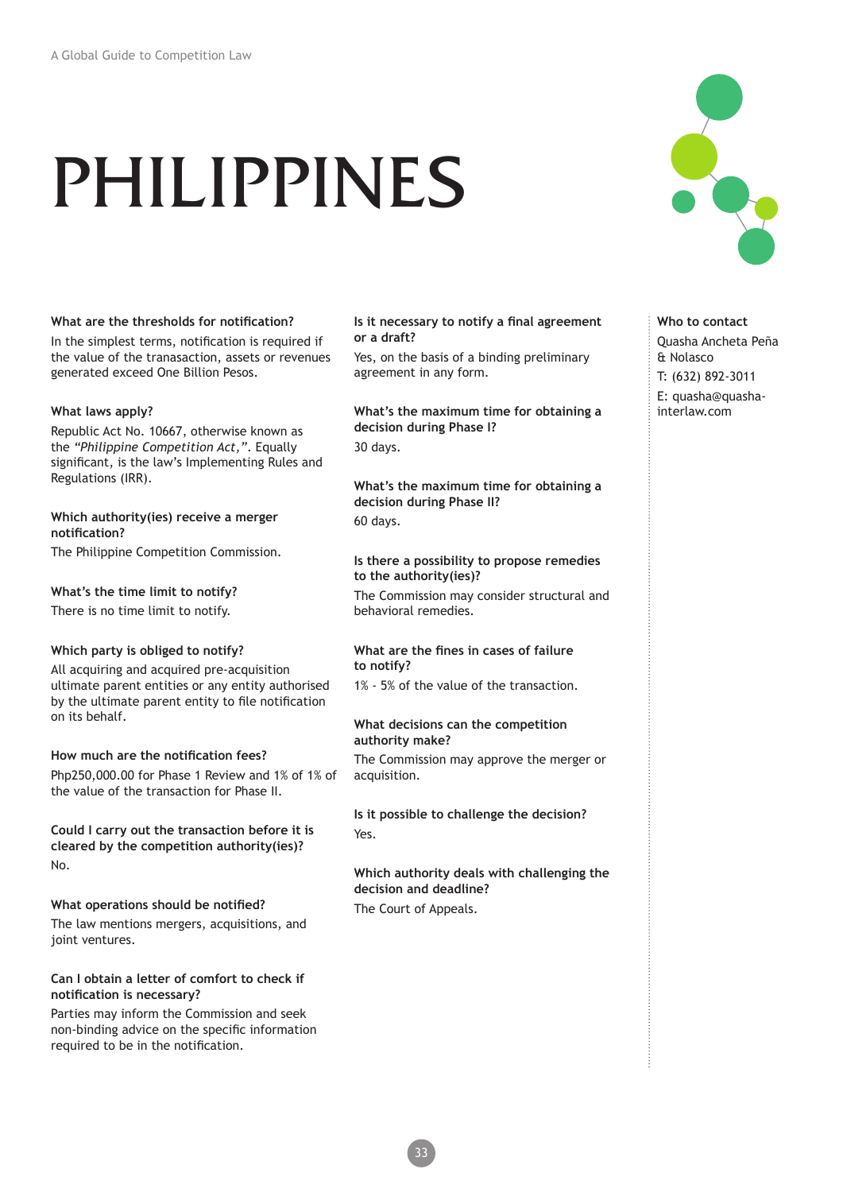# PHILIPPINES

**What are the thresholds for notification?**

In the simplest terms, notification is required if the value of the tranasaction, assets or revenues generated exceed One Billion Pesos.

**What laws apply?**

Republic Act No. 10667, otherwise known as the *"Philippine Competition Act,"*. Equally significant, is the law's Implementing Rules and Regulations (IRR).

**Which authority(ies) receive a merger notification?**

The Philippine Competition Commission.

**What's the time limit to notify?**

There is no time limit to notify.

**Which party is obliged to notify?**

All acquiring and acquired pre-acquisition ultimate parent entities or any entity authorised by the ultimate parent entity to file notification on its behalf.

**How much are the notification fees?**

Php250,000.00 for Phase 1 Review and 1% of 1% of the value of the transaction for Phase II.

**Could I carry out the transaction before it is cleared by the competition authority(ies)?**

No.

**What operations should be notified?**

The law mentions mergers, acquisitions, and joint ventures.

**Can I obtain a letter of comfort to check if notification is necessary?**

Parties may inform the Commission and seek non-binding advice on the specific information required to be in the notification.

**Is it necessary to notify a final agreement or a draft?**

Yes, on the basis of a binding preliminary agreement in any form.

**What's the maximum time for obtaining a decision during Phase I?**

30 days.

**What's the maximum time for obtaining a decision during Phase II?**

60 days.

**Is there a possibility to propose remedies to the authority(ies)?**

The Commission may consider structural and behavioral remedies.

**What are the fines in cases of failure to notify?**

1% - 5% of the value of the transaction.

**What decisions can the competition authority make?**

The Commission may approve the merger or acquisition.

**Is it possible to challenge the decision?**

Yes.

**Which authority deals with challenging the decision and deadline?**

The Court of Appeals.

**Who to contact**

Quasha Ancheta Peña & Nolasco

T: (632) 892-3011

E: quasha@quasha-interlaw.com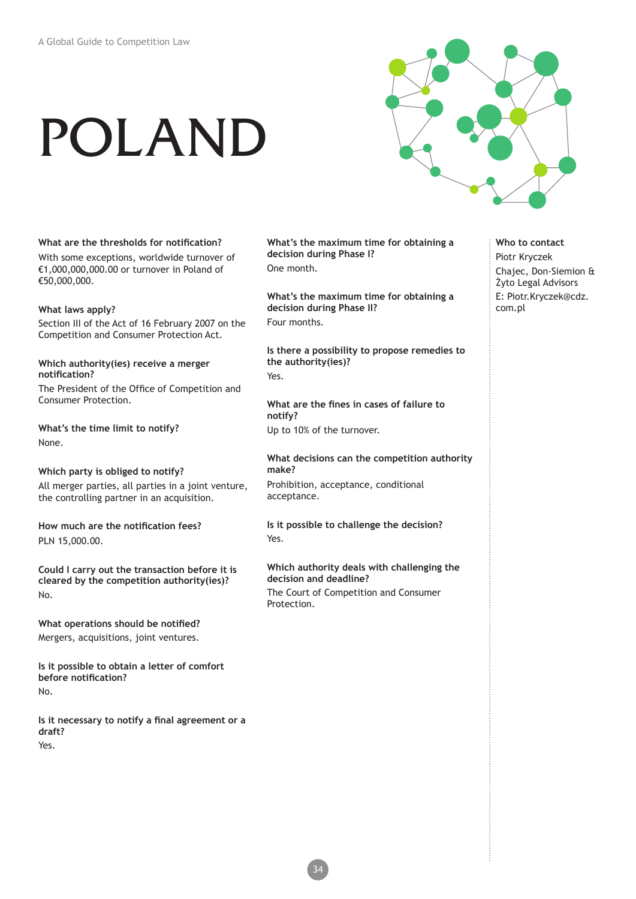# POLAND

**What are the thresholds for notification?**

With some exceptions, worldwide turnover of €1,000,000,000.00 or turnover in Poland of €50,000,000.

**What laws apply?**

Section III of the Act of 16 February 2007 on the Competition and Consumer Protection Act.

**Which authority(ies) receive a merger notification?**

The President of the Office of Competition and Consumer Protection.

**What's the time limit to notify?**

None.

**Which party is obliged to notify?**

All merger parties, all parties in a joint venture, the controlling partner in an acquisition.

**How much are the notification fees?**

PLN 15,000.00.

**Could I carry out the transaction before it is cleared by the competition authority(ies)?**

No.

**What operations should be notified?**

Mergers, acquisitions, joint ventures.

**Is it possible to obtain a letter of comfort before notification?**

No.

**Is it necessary to notify a final agreement or a draft?**

Yes.

**What's the maximum time for obtaining a decision during Phase I?**

One month.

**What's the maximum time for obtaining a decision during Phase II?**

Four months.

**Is there a possibility to propose remedies to the authority(ies)?**

Yes.

**What are the fines in cases of failure to notify?**

Up to 10% of the turnover.

**What decisions can the competition authority make?**

Prohibition, acceptance, conditional acceptance.

**Is it possible to challenge the decision?**

Yes.

**Which authority deals with challenging the decision and deadline?**

The Court of Competition and Consumer Protection.

**Who to contact**

Piotr Kryczek

Chajec, Don-Siemion & Żyto Legal Advisors

E: Piotr.Kryczek@cdz.com.pl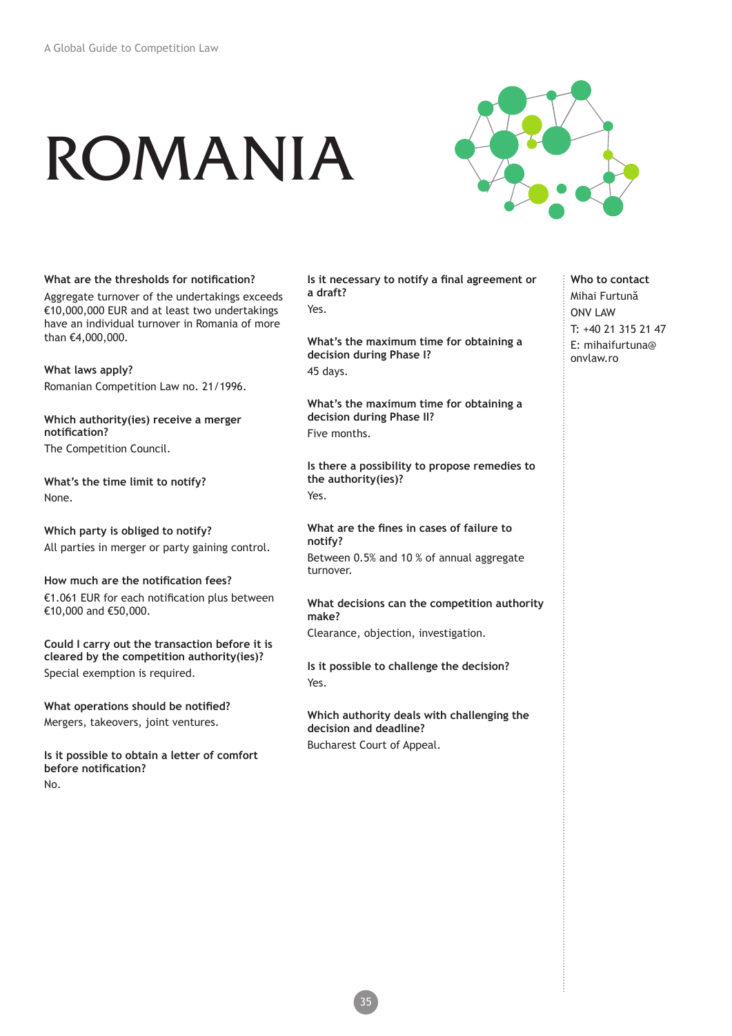# ROMANIA

**What are the thresholds for notification?**

Aggregate turnover of the undertakings exceeds €10,000,000 EUR and at least two undertakings have an individual turnover in Romania of more than €4,000,000.

**What laws apply?**

Romanian Competition Law no. 21/1996.

**Which authority(ies) receive a merger notification?**

The Competition Council.

**What's the time limit to notify?**

None.

**Which party is obliged to notify?**

All parties in merger or party gaining control.

**How much are the notification fees?**

€1.061 EUR for each notification plus between €10,000 and €50,000.

**Could I carry out the transaction before it is cleared by the competition authority(ies)?**

Special exemption is required.

**What operations should be notified?**

Mergers, takeovers, joint ventures.

**Is it possible to obtain a letter of comfort before notification?**

No.

**Is it necessary to notify a final agreement or a draft?**

Yes.

**What's the maximum time for obtaining a decision during Phase I?**

45 days.

**What's the maximum time for obtaining a decision during Phase II?**

Five months.

**Is there a possibility to propose remedies to the authority(ies)?**

Yes.

**What are the fines in cases of failure to notify?**

Between 0.5% and 10 % of annual aggregate turnover.

**What decisions can the competition authority make?**

Clearance, objection, investigation.

**Is it possible to challenge the decision?**

Yes.

**Which authority deals with challenging the decision and deadline?**

Bucharest Court of Appeal.

**Who to contact**

Mihai Furtună
ONV LAW
T: +40 21 315 21 47
E: mihaifurtuna@onvlaw.ro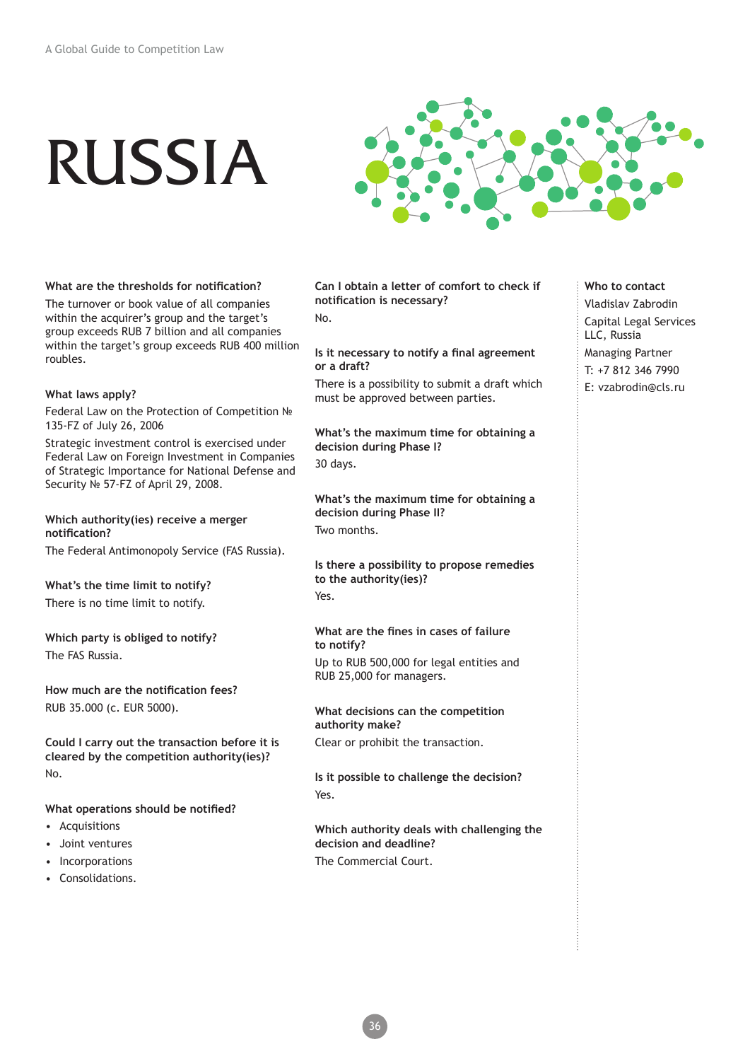# RUSSIA

**What are the thresholds for notification?**

The turnover or book value of all companies within the acquirer's group and the target's group exceeds RUB 7 billion and all companies within the target's group exceeds RUB 400 million roubles.

**What laws apply?**

Federal Law on the Protection of Competition № 135-FZ of July 26, 2006

Strategic investment control is exercised under Federal Law on Foreign Investment in Companies of Strategic Importance for National Defense and Security № 57-FZ of April 29, 2008.

**Which authority(ies) receive a merger notification?**

The Federal Antimonopoly Service (FAS Russia).

**What's the time limit to notify?**

There is no time limit to notify.

**Which party is obliged to notify?**

The FAS Russia.

**How much are the notification fees?**

RUB 35.000 (c. EUR 5000).

**Could I carry out the transaction before it is cleared by the competition authority(ies)?**

No.

**What operations should be notified?**

- Acquisitions
- Joint ventures
- Incorporations
- Consolidations.

**Can I obtain a letter of comfort to check if notification is necessary?**

No.

**Is it necessary to notify a final agreement or a draft?**

There is a possibility to submit a draft which must be approved between parties.

**What's the maximum time for obtaining a decision during Phase I?**

30 days.

**What's the maximum time for obtaining a decision during Phase II?**

Two months.

**Is there a possibility to propose remedies to the authority(ies)?**

Yes.

**What are the fines in cases of failure to notify?**

Up to RUB 500,000 for legal entities and RUB 25,000 for managers.

**What decisions can the competition authority make?**

Clear or prohibit the transaction.

**Is it possible to challenge the decision?**

Yes.

**Which authority deals with challenging the decision and deadline?**

The Commercial Court.

**Who to contact**

Vladislav Zabrodin

Capital Legal Services LLC, Russia

Managing Partner

T: +7 812 346 7990

E: vzabrodin@cls.ru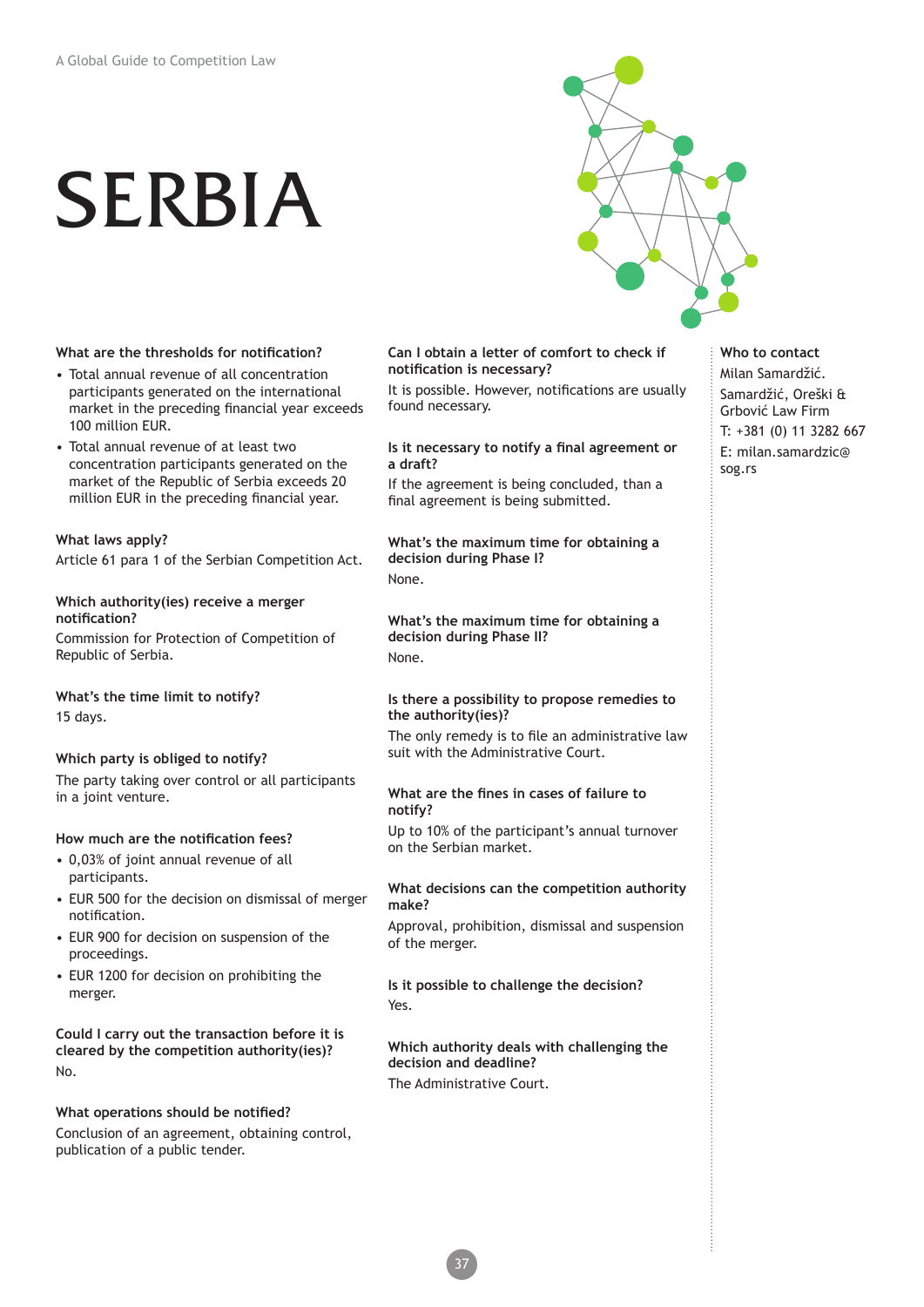# SERBIA

### What are the thresholds for notification?

- Total annual revenue of all concentration participants generated on the international market in the preceding financial year exceeds 100 million EUR.
- Total annual revenue of at least two concentration participants generated on the market of the Republic of Serbia exceeds 20 million EUR in the preceding financial year.

### What laws apply?

Article 61 para 1 of the Serbian Competition Act.

### Which authority(ies) receive a merger notification?

Commission for Protection of Competition of Republic of Serbia.

### What's the time limit to notify?

15 days.

### Which party is obliged to notify?

The party taking over control or all participants in a joint venture.

### How much are the notification fees?

- 0,03% of joint annual revenue of all participants.
- EUR 500 for the decision on dismissal of merger notification.
- EUR 900 for decision on suspension of the proceedings.
- EUR 1200 for decision on prohibiting the merger.

### Could I carry out the transaction before it is cleared by the competition authority(ies)?

No.

### What operations should be notified?

Conclusion of an agreement, obtaining control, publication of a public tender.

### Can I obtain a letter of comfort to check if notification is necessary?

It is possible. However, notifications are usually found necessary.

### Is it necessary to notify a final agreement or a draft?

If the agreement is being concluded, than a final agreement is being submitted.

### What's the maximum time for obtaining a decision during Phase I?

None.

### What's the maximum time for obtaining a decision during Phase II?

None.

### Is there a possibility to propose remedies to the authority(ies)?

The only remedy is to file an administrative law suit with the Administrative Court.

### What are the fines in cases of failure to notify?

Up to 10% of the participant's annual turnover on the Serbian market.

### What decisions can the competition authority make?

Approval, prohibition, dismissal and suspension of the merger.

### Is it possible to challenge the decision?

Yes.

### Which authority deals with challenging the decision and deadline?

The Administrative Court.

### Who to contact

Milan Samardžić.
Samardžić, Oreški & Grbović Law Firm
T: +381 (0) 11 3282 667
E: milan.samardzic@sog.rs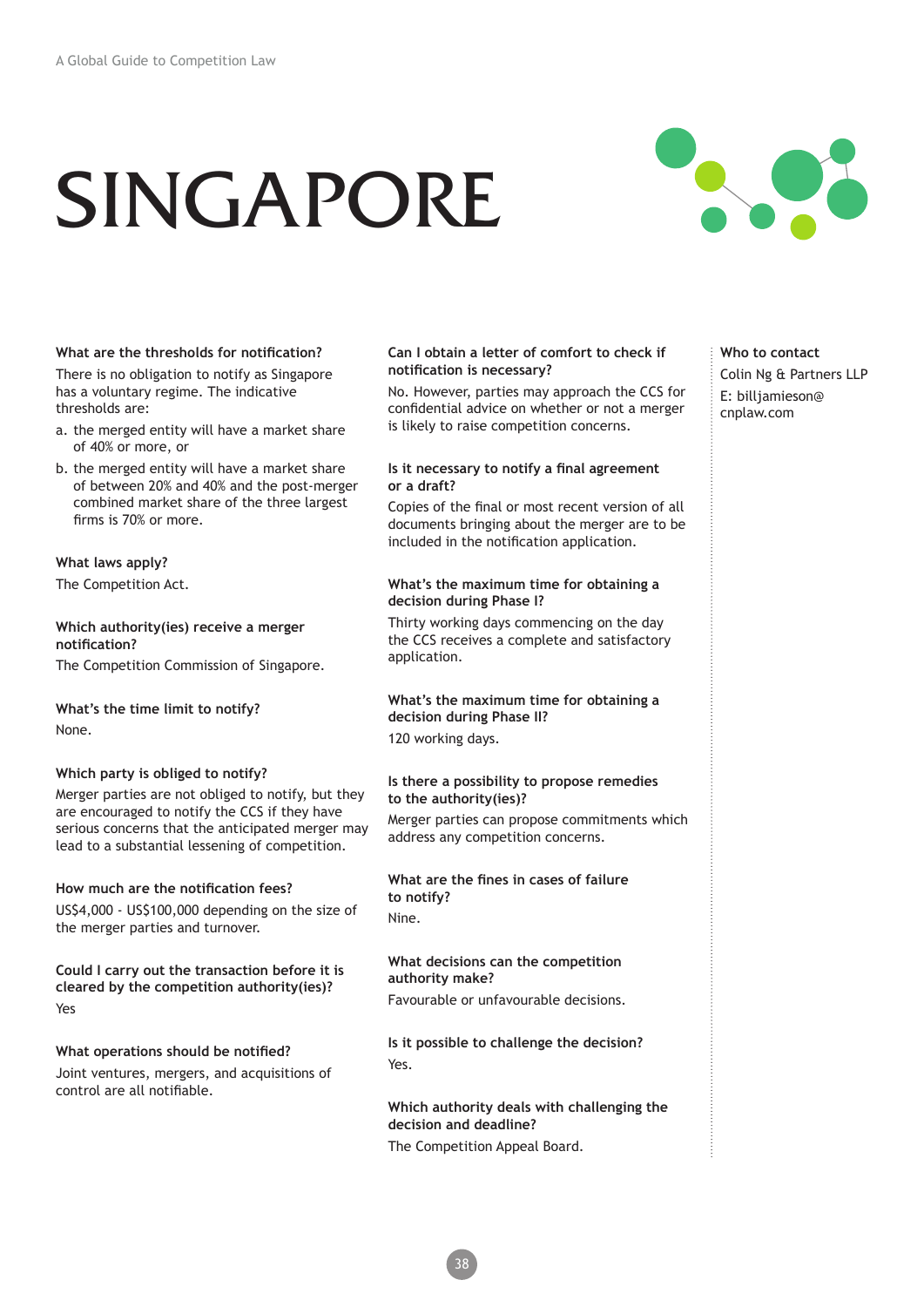# SINGAPORE

**What are the thresholds for notification?**

There is no obligation to notify as Singapore has a voluntary regime. The indicative thresholds are:

a. the merged entity will have a market share of 40% or more, or

b. the merged entity will have a market share of between 20% and 40% and the post-merger combined market share of the three largest firms is 70% or more.

**What laws apply?**

The Competition Act.

**Which authority(ies) receive a merger notification?**

The Competition Commission of Singapore.

**What's the time limit to notify?**

None.

**Which party is obliged to notify?**

Merger parties are not obliged to notify, but they are encouraged to notify the CCS if they have serious concerns that the anticipated merger may lead to a substantial lessening of competition.

**How much are the notification fees?**

US$4,000 - US$100,000 depending on the size of the merger parties and turnover.

**Could I carry out the transaction before it is cleared by the competition authority(ies)?**

Yes

**What operations should be notified?**

Joint ventures, mergers, and acquisitions of control are all notifiable.

**Can I obtain a letter of comfort to check if notification is necessary?**

No. However, parties may approach the CCS for confidential advice on whether or not a merger is likely to raise competition concerns.

**Is it necessary to notify a final agreement or a draft?**

Copies of the final or most recent version of all documents bringing about the merger are to be included in the notification application.

**What's the maximum time for obtaining a decision during Phase I?**

Thirty working days commencing on the day the CCS receives a complete and satisfactory application.

**What's the maximum time for obtaining a decision during Phase II?**

120 working days.

**Is there a possibility to propose remedies to the authority(ies)?**

Merger parties can propose commitments which address any competition concerns.

**What are the fines in cases of failure to notify?**

Nine.

**What decisions can the competition authority make?**

Favourable or unfavourable decisions.

**Is it possible to challenge the decision?**

Yes.

**Which authority deals with challenging the decision and deadline?**

The Competition Appeal Board.

**Who to contact**

Colin Ng & Partners LLP

E: billjamieson@cnplaw.com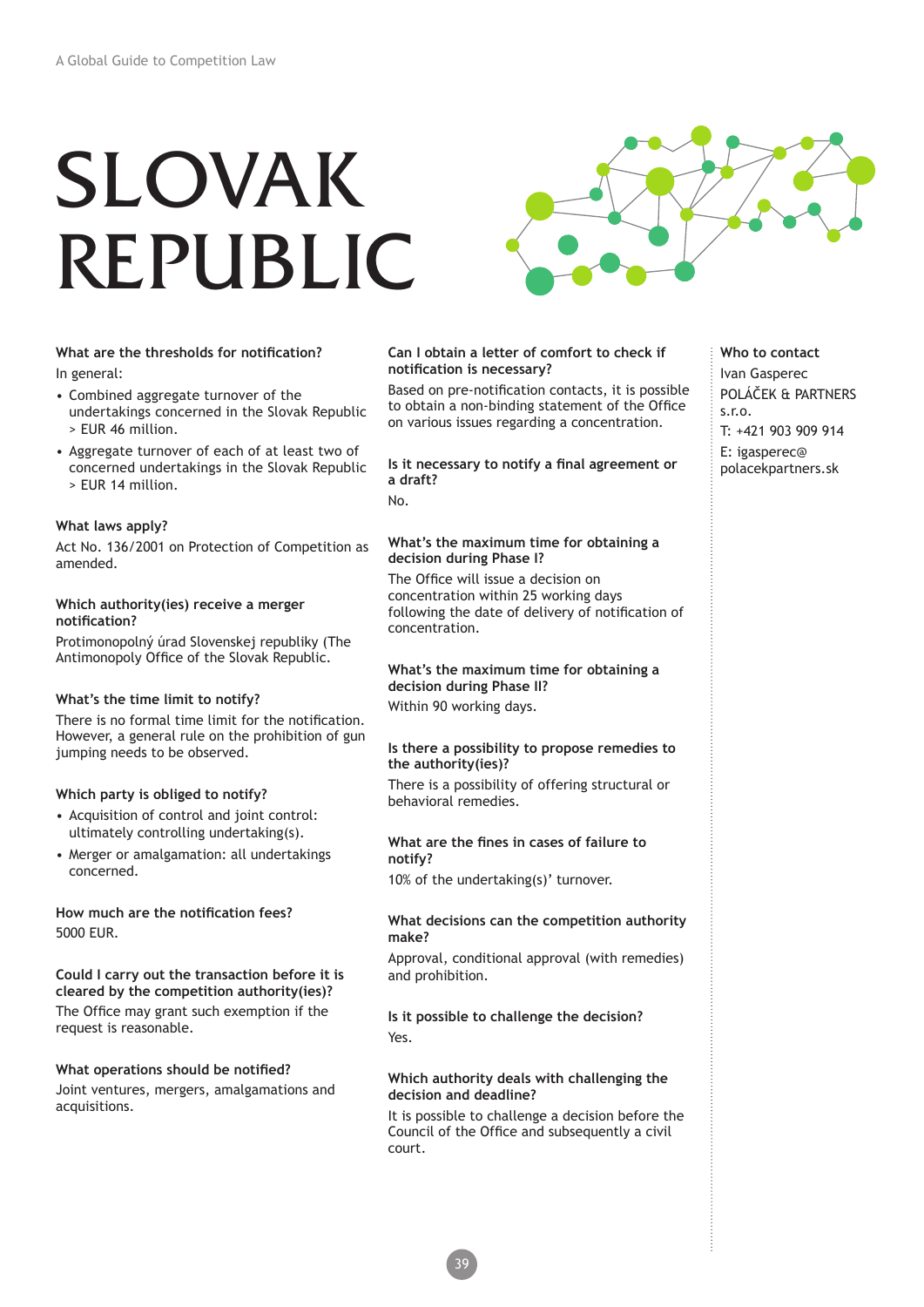# SLOVAK REPUBLIC

**What are the thresholds for notification?**

In general:

- Combined aggregate turnover of the undertakings concerned in the Slovak Republic > EUR 46 million.
- Aggregate turnover of each of at least two of concerned undertakings in the Slovak Republic > EUR 14 million.

**What laws apply?**

Act No. 136/2001 on Protection of Competition as amended.

**Which authority(ies) receive a merger notification?**

Protimonopolný úrad Slovenskej republiky (The Antimonopoly Office of the Slovak Republic.

**What's the time limit to notify?**

There is no formal time limit for the notification. However, a general rule on the prohibition of gun jumping needs to be observed.

**Which party is obliged to notify?**

- Acquisition of control and joint control: ultimately controlling undertaking(s).
- Merger or amalgamation: all undertakings concerned.

**How much are the notification fees?**

5000 EUR.

**Could I carry out the transaction before it is cleared by the competition authority(ies)?**

The Office may grant such exemption if the request is reasonable.

**What operations should be notified?**

Joint ventures, mergers, amalgamations and acquisitions.

**Can I obtain a letter of comfort to check if notification is necessary?**

Based on pre-notification contacts, it is possible to obtain a non-binding statement of the Office on various issues regarding a concentration.

**Is it necessary to notify a final agreement or a draft?**

No.

**What's the maximum time for obtaining a decision during Phase I?**

The Office will issue a decision on concentration within 25 working days following the date of delivery of notification of concentration.

**What's the maximum time for obtaining a decision during Phase II?**

Within 90 working days.

**Is there a possibility to propose remedies to the authority(ies)?**

There is a possibility of offering structural or behavioral remedies.

**What are the fines in cases of failure to notify?**

10% of the undertaking(s)' turnover.

**What decisions can the competition authority make?**

Approval, conditional approval (with remedies) and prohibition.

**Is it possible to challenge the decision?**

Yes.

**Which authority deals with challenging the decision and deadline?**

It is possible to challenge a decision before the Council of the Office and subsequently a civil court.

**Who to contact**

Ivan Gasperec
POLÁČEK & PARTNERS s.r.o.
T: +421 903 909 914
E: igasperec@polacekpartners.sk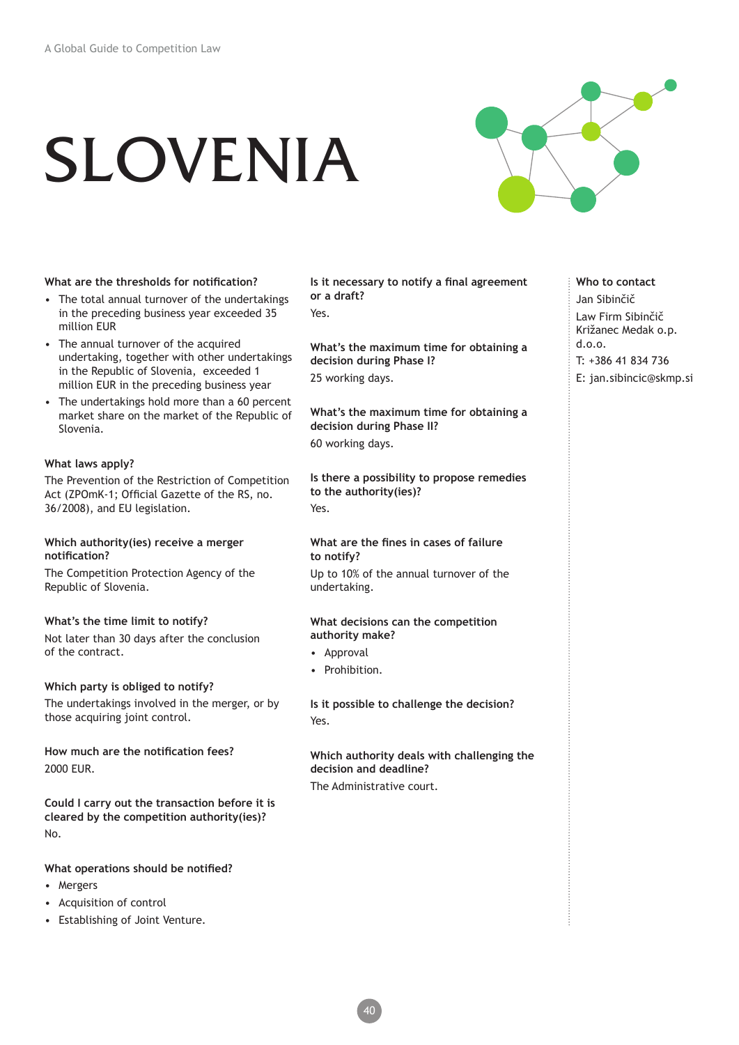# SLOVENIA

### What are the thresholds for notification?

- The total annual turnover of the undertakings in the preceding business year exceeded 35 million EUR
- The annual turnover of the acquired undertaking, together with other undertakings in the Republic of Slovenia, exceeded 1 million EUR in the preceding business year
- The undertakings hold more than a 60 percent market share on the market of the Republic of Slovenia.

### What laws apply?

The Prevention of the Restriction of Competition Act (ZPOmK-1; Official Gazette of the RS, no. 36/2008), and EU legislation.

### Which authority(ies) receive a merger notification?

The Competition Protection Agency of the Republic of Slovenia.

### What's the time limit to notify?

Not later than 30 days after the conclusion of the contract.

### Which party is obliged to notify?

The undertakings involved in the merger, or by those acquiring joint control.

### How much are the notification fees?

2000 EUR.

### Could I carry out the transaction before it is cleared by the competition authority(ies)?

No.

### What operations should be notified?

- Mergers
- Acquisition of control
- Establishing of Joint Venture.

### Is it necessary to notify a final agreement or a draft?

Yes.

### What's the maximum time for obtaining a decision during Phase I?

25 working days.

### What's the maximum time for obtaining a decision during Phase II?

60 working days.

### Is there a possibility to propose remedies to the authority(ies)?

Yes.

### What are the fines in cases of failure to notify?

Up to 10% of the annual turnover of the undertaking.

### What decisions can the competition authority make?

- Approval
- Prohibition.

### Is it possible to challenge the decision?

Yes.

### Which authority deals with challenging the decision and deadline?

The Administrative court.

### Who to contact

Jan Sibinčič

Law Firm Sibinčič Križanec Medak o.p. d.o.o.

T: +386 41 834 736

E: jan.sibincic@skmp.si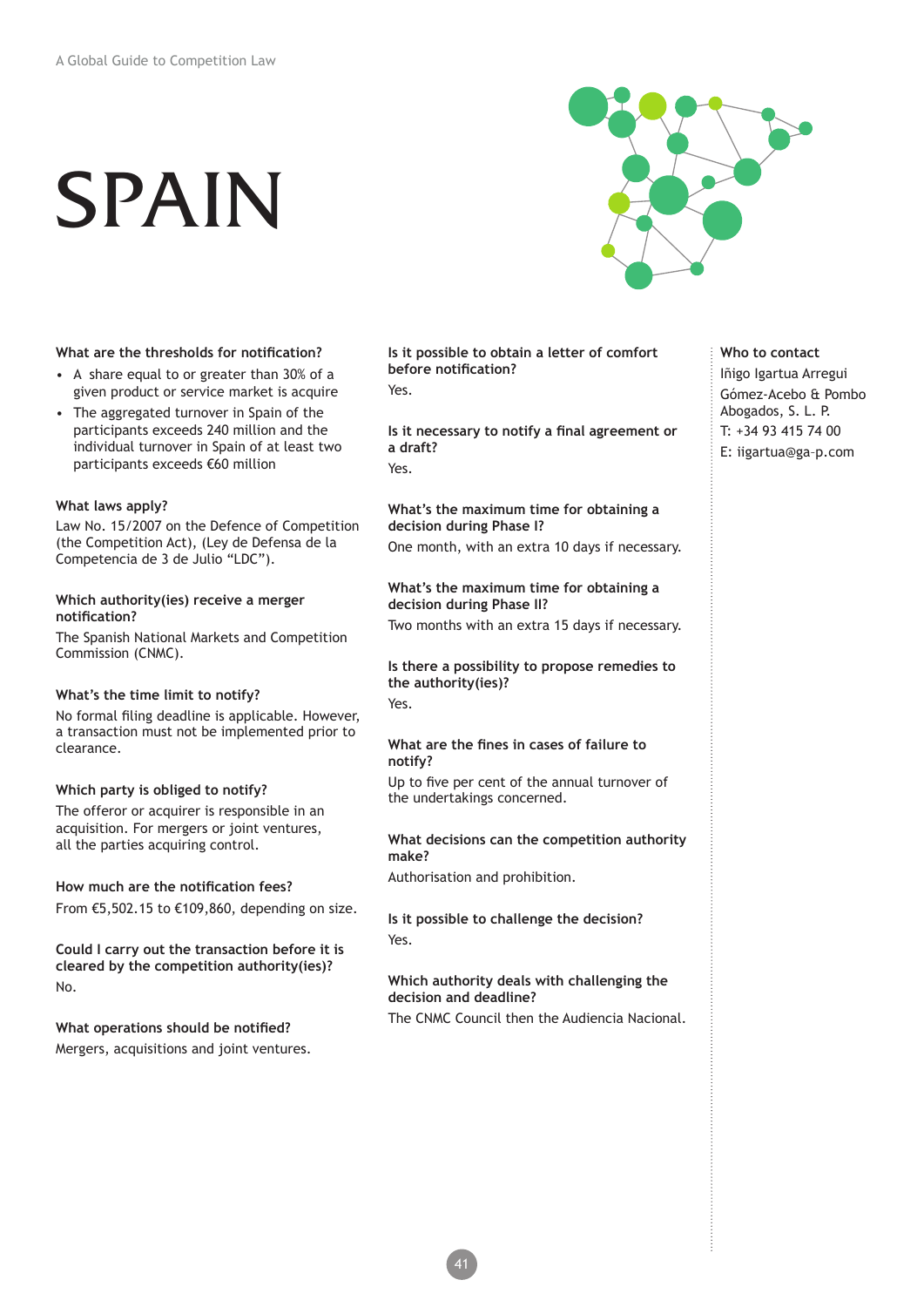# SPAIN

### What are the thresholds for notification?

- A share equal to or greater than 30% of a given product or service market is acquire
- The aggregated turnover in Spain of the participants exceeds 240 million and the individual turnover in Spain of at least two participants exceeds €60 million

### What laws apply?

Law No. 15/2007 on the Defence of Competition (the Competition Act), (Ley de Defensa de la Competencia de 3 de Julio “LDC”).

### Which authority(ies) receive a merger notification?

The Spanish National Markets and Competition Commission (CNMC).

### What’s the time limit to notify?

No formal filing deadline is applicable. However, a transaction must not be implemented prior to clearance.

### Which party is obliged to notify?

The offeror or acquirer is responsible in an acquisition. For mergers or joint ventures, all the parties acquiring control.

### How much are the notification fees?

From €5,502.15 to €109,860, depending on size.

### Could I carry out the transaction before it is cleared by the competition authority(ies)?

No.

### What operations should be notified?

Mergers, acquisitions and joint ventures.

### Is it possible to obtain a letter of comfort before notification?

Yes.

### Is it necessary to notify a final agreement or a draft?

Yes.

### What’s the maximum time for obtaining a decision during Phase I?

One month, with an extra 10 days if necessary.

### What’s the maximum time for obtaining a decision during Phase II?

Two months with an extra 15 days if necessary.

### Is there a possibility to propose remedies to the authority(ies)?

Yes.

### What are the fines in cases of failure to notify?

Up to five per cent of the annual turnover of the undertakings concerned.

### What decisions can the competition authority make?

Authorisation and prohibition.

### Is it possible to challenge the decision?

Yes.

### Which authority deals with challenging the decision and deadline?

The CNMC Council then the Audiencia Nacional.

### Who to contact

Iñigo Igartua Arregui
Gómez-Acebo & Pombo Abogados, S. L. P.
T: +34 93 415 74 00
E: iigartua@ga-p.com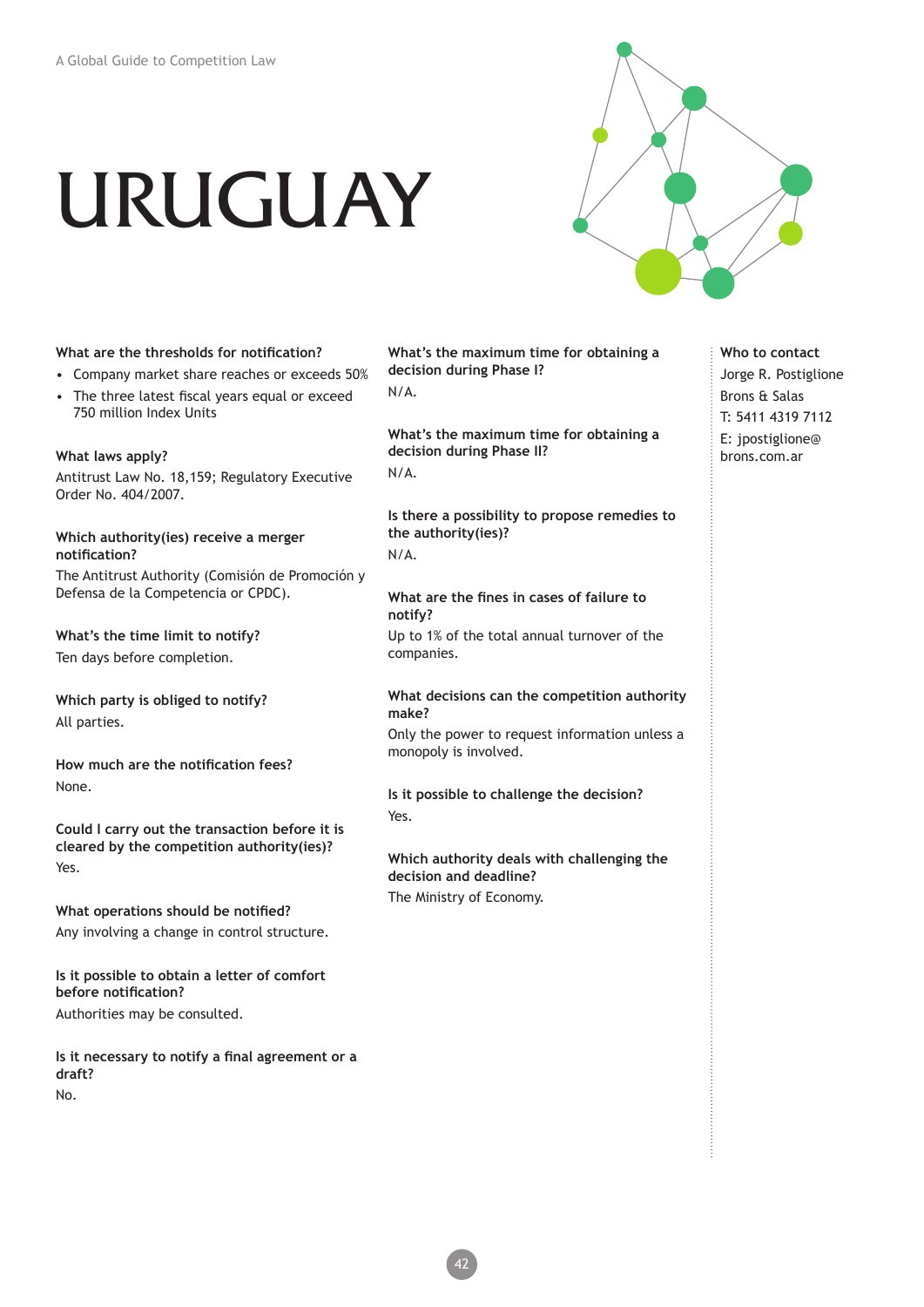# URUGUAY

**What are the thresholds for notification?**

- Company market share reaches or exceeds 50%
- The three latest fiscal years equal or exceed 750 million Index Units

**What laws apply?**

Antitrust Law No. 18,159; Regulatory Executive Order No. 404/2007.

**Which authority(ies) receive a merger notification?**

The Antitrust Authority (Comisión de Promoción y Defensa de la Competencia or CPDC).

**What's the time limit to notify?**

Ten days before completion.

**Which party is obliged to notify?**

All parties.

**How much are the notification fees?**

None.

**Could I carry out the transaction before it is cleared by the competition authority(ies)?**

Yes.

**What operations should be notified?**

Any involving a change in control structure.

**Is it possible to obtain a letter of comfort before notification?**

Authorities may be consulted.

**Is it necessary to notify a final agreement or a draft?**

No.

**What's the maximum time for obtaining a decision during Phase I?**

N/A.

**What's the maximum time for obtaining a decision during Phase II?**

N/A.

**Is there a possibility to propose remedies to the authority(ies)?**

N/A.

**What are the fines in cases of failure to notify?**

Up to 1% of the total annual turnover of the companies.

**What decisions can the competition authority make?**

Only the power to request information unless a monopoly is involved.

**Is it possible to challenge the decision?**

Yes.

**Which authority deals with challenging the decision and deadline?**

The Ministry of Economy.

**Who to contact**

Jorge R. Postiglione
Brons & Salas
T: 5411 4319 7112
E: jpostiglione@brons.com.ar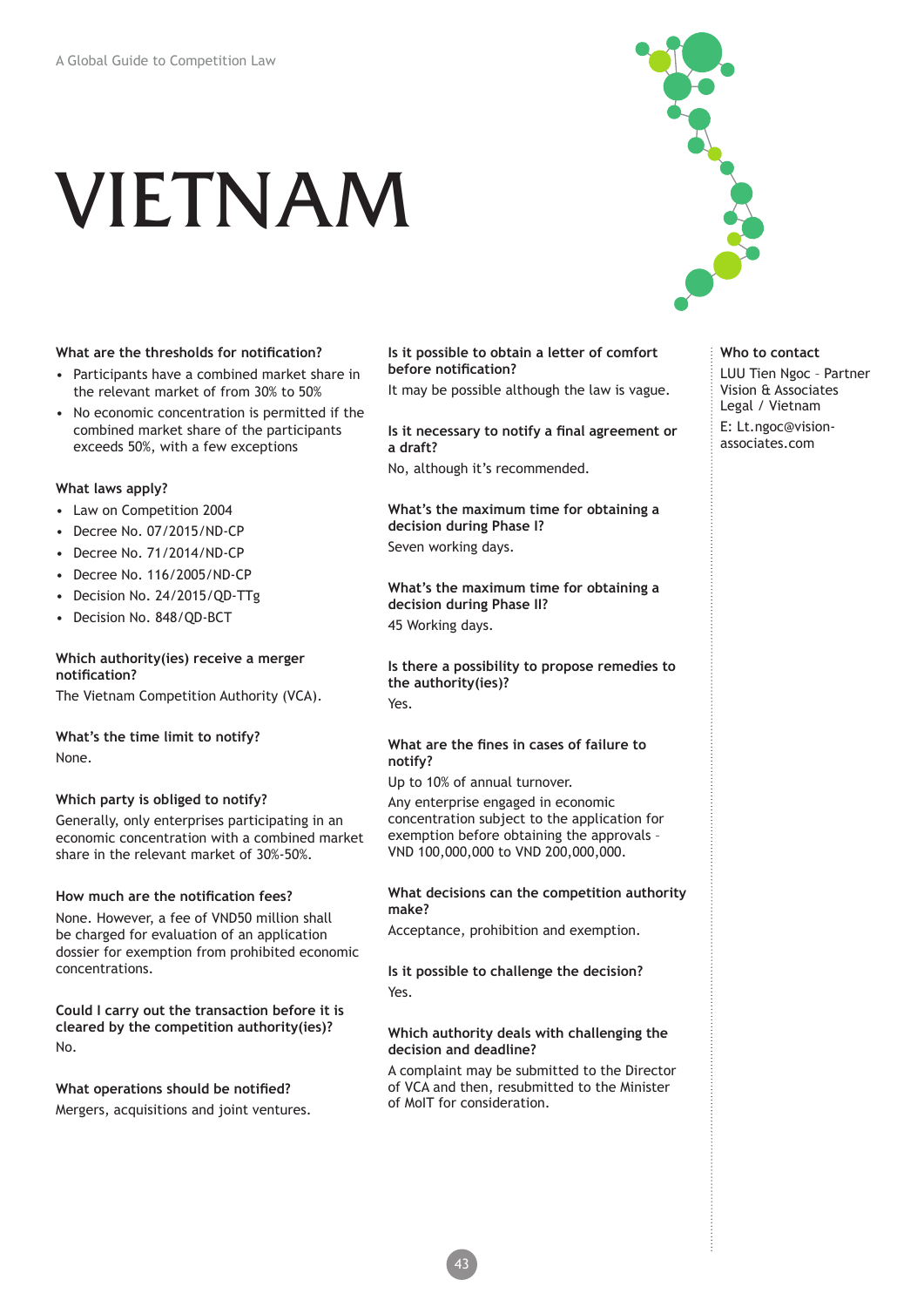# VIETNAM

### What are the thresholds for notification?

- Participants have a combined market share in the relevant market of from 30% to 50%
- No economic concentration is permitted if the combined market share of the participants exceeds 50%, with a few exceptions

### What laws apply?

- Law on Competition 2004
- Decree No. 07/2015/ND-CP
- Decree No. 71/2014/ND-CP
- Decree No. 116/2005/ND-CP
- Decision No. 24/2015/QD-TTg
- Decision No. 848/QD-BCT

### Which authority(ies) receive a merger notification?

The Vietnam Competition Authority (VCA).

### What's the time limit to notify?

None.

### Which party is obliged to notify?

Generally, only enterprises participating in an economic concentration with a combined market share in the relevant market of 30%-50%.

### How much are the notification fees?

None. However, a fee of VND50 million shall be charged for evaluation of an application dossier for exemption from prohibited economic concentrations.

### Could I carry out the transaction before it is cleared by the competition authority(ies)?

No.

### What operations should be notified?

Mergers, acquisitions and joint ventures.

### Is it possible to obtain a letter of comfort before notification?

It may be possible although the law is vague.

### Is it necessary to notify a final agreement or a draft?

No, although it's recommended.

### What's the maximum time for obtaining a decision during Phase I?

Seven working days.

### What's the maximum time for obtaining a decision during Phase II?

45 Working days.

### Is there a possibility to propose remedies to the authority(ies)?

Yes.

### What are the fines in cases of failure to notify?

Up to 10% of annual turnover.

Any enterprise engaged in economic concentration subject to the application for exemption before obtaining the approvals - VND 100,000,000 to VND 200,000,000.

### What decisions can the competition authority make?

Acceptance, prohibition and exemption.

### Is it possible to challenge the decision?

Yes.

### Which authority deals with challenging the decision and deadline?

A complaint may be submitted to the Director of VCA and then, resubmitted to the Minister of MoIT for consideration.

### Who to contact

LUU Tien Ngoc - Partner
Vision & Associates
Legal / Vietnam

E: Lt.ngoc@vision-associates.com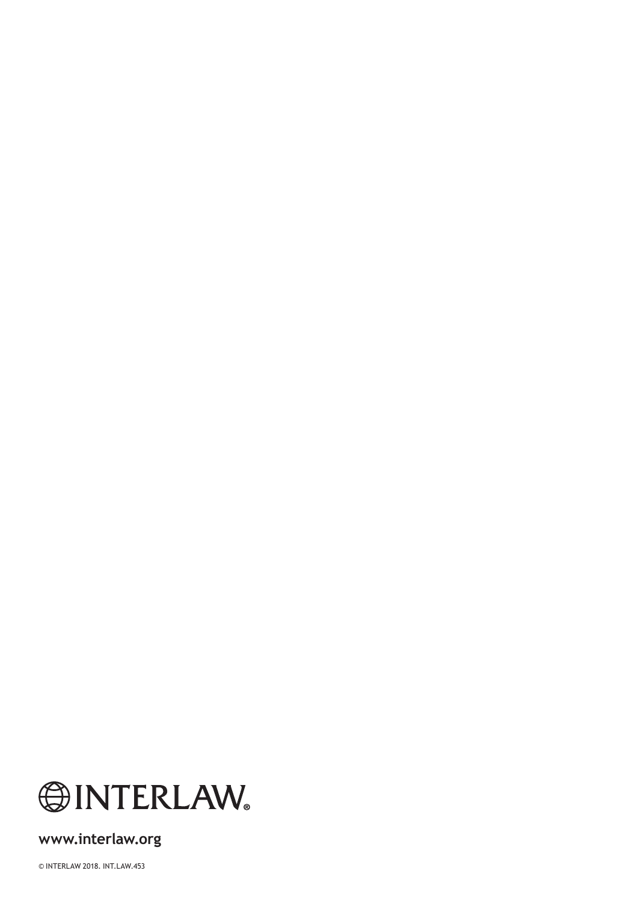INTERLAW®

**www.interlaw.org**

© INTERLAW 2018. INT.LAW.453